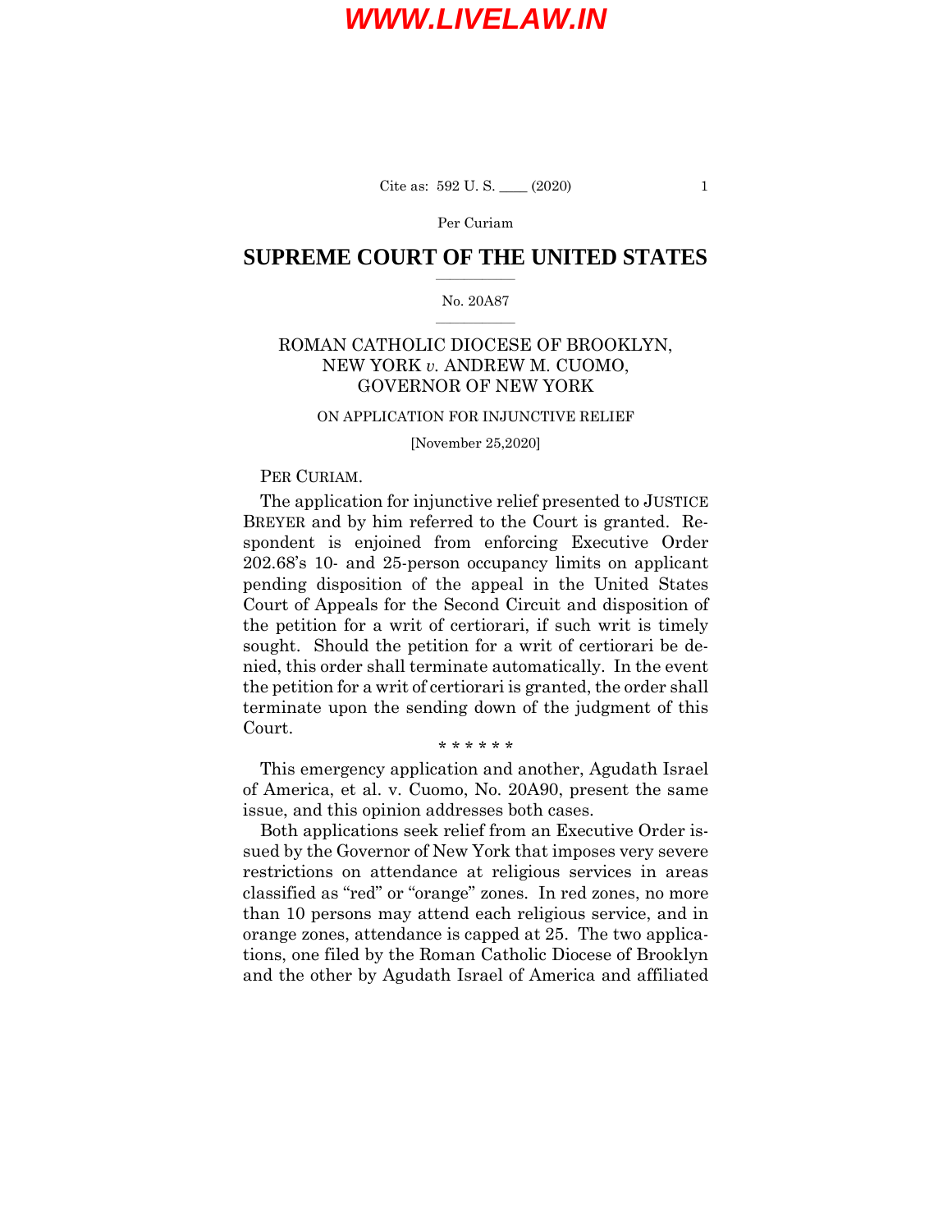Per Curiam

# SUPREME COURT OF THE UNITED STATES

No. 20A87

## ROMAN CATHOLIC DIOCESE OF BROOKLYN, NEW YORK *v.* ANDREW M. CUOMO, GOVERNOR OF NEW YORK

ON APPLICATION FOR INJUNCTIVE RELIEF

[November 25,2020]

PER CURIAM.

The application for injunctive relief presented to JUSTICE BREYER and by him referred to the Court is granted. Respondent is enjoined from enforcing Executive Order 202.68's 10- and 25-person occupancy limits on applicant pending disposition of the appeal in the United States Court of Appeals for the Second Circuit and disposition of the petition for a writ of certiorari, if such writ is timely sought. Should the petition for a writ of certiorari be denied, this order shall terminate automatically. In the event the petition for a writ of certiorari is granted, the order shall terminate upon the sending down of the judgment of this Court.

\* \* \* \* \* \*

This emergency application and another, Agudath Israel of America, et al. v. Cuomo, No. 20A90, present the same issue, and this opinion addresses both cases.

Both applications seek relief from an Executive Order issued by the Governor of New York that imposes very severe restrictions on attendance at religious services in areas classified as "red" or "orange" zones. In red zones, no more than 10 persons may attend each religious service, and in orange zones, attendance is capped at 25. The two applications, one filed by the Roman Catholic Diocese of Brooklyn and the other by Agudath Israel of America and affiliated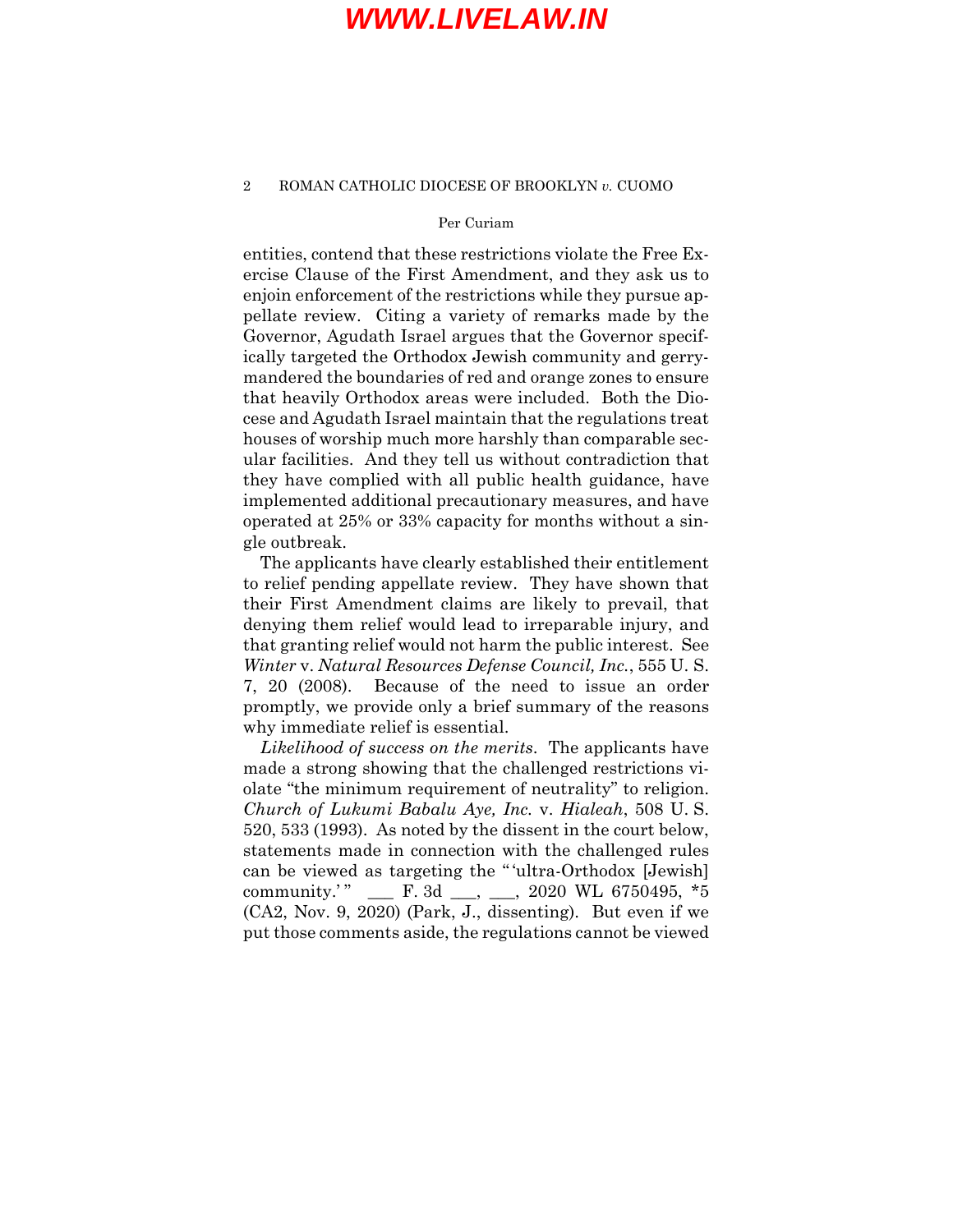entities, contend that these restrictions violate the Free Exercise Clause of the First Amendment, and they ask us to enjoin enforcement of the restrictions while they pursue appellate review. Citing a variety of remarks made by the Governor, Agudath Israel argues that the Governor specifically targeted the Orthodox Jewish community and gerrymandered the boundaries of red and orange zones to ensure that heavily Orthodox areas were included. Both the Diocese and Agudath Israel maintain that the regulations treat houses of worship much more harshly than comparable secular facilities. And they tell us without contradiction that they have complied with all public health guidance, have implemented additional precautionary measures, and have operated at 25% or 33% capacity for months without a single outbreak.

The applicants have clearly established their entitlement to relief pending appellate review. They have shown that their First Amendment claims are likely to prevail, that denying them relief would lead to irreparable injury, and that granting relief would not harm the public interest. See *Winter* v. *Natural Resources Defense Council, Inc.*, 555 U. S. 7, 20 (2008). Because of the need to issue an order promptly, we provide only a brief summary of the reasons why immediate relief is essential.

*Likelihood of success on the merits*. The applicants have made a strong showing that the challenged restrictions violate "the minimum requirement of neutrality" to religion. *Church of Lukumi Babalu Aye, Inc.* v. *Hialeah*, 508 U. S. 520, 533 (1993). As noted by the dissent in the court below, statements made in connection with the challenged rules can be viewed as targeting the " 'ultra-Orthodox [Jewish] community.' " ___ F. 3d ___, ___, 2020 WL 6750495, *5 (CA2, Nov. 9, 2020) (Park, J., dissenting). But even if we put those comments aside, the regulations cannot be viewed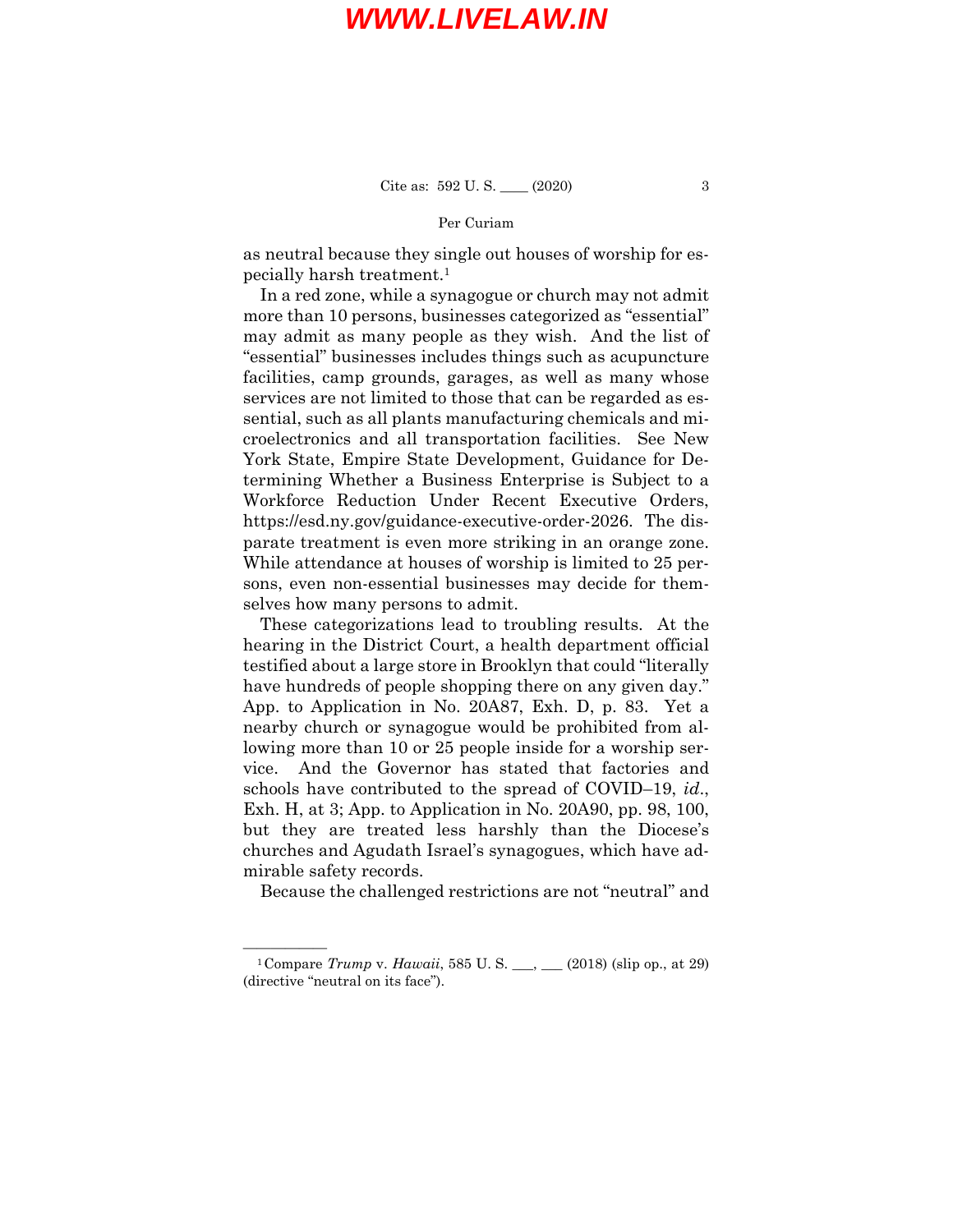as neutral because they single out houses of worship for especially harsh treatment.[1]

In a red zone, while a synagogue or church may not admit more than 10 persons, businesses categorized as "essential" may admit as many people as they wish. And the list of "essential" businesses includes things such as acupuncture facilities, camp grounds, garages, as well as many whose services are not limited to those that can be regarded as essential, such as all plants manufacturing chemicals and microelectronics and all transportation facilities. See New York State, Empire State Development, Guidance for Determining Whether a Business Enterprise is Subject to a Workforce Reduction Under Recent Executive Orders, https://esd.ny.gov/guidance-executive-order-2026. The disparate treatment is even more striking in an orange zone. While attendance at houses of worship is limited to 25 persons, even non-essential businesses may decide for themselves how many persons to admit.

These categorizations lead to troubling results. At the hearing in the District Court, a health department official testified about a large store in Brooklyn that could "literally have hundreds of people shopping there on any given day." App. to Application in No. 20A87, Exh. D, p. 83. Yet a nearby church or synagogue would be prohibited from allowing more than 10 or 25 people inside for a worship service. And the Governor has stated that factories and schools have contributed to the spread of COVID–19, *id.*, Exh. H, at 3; App. to Application in No. 20A90, pp. 98, 100, but they are treated less harshly than the Diocese's churches and Agudath Israel's synagogues, which have admirable safety records.

Because the challenged restrictions are not "neutral" and

---

[1] Compare *Trump* v. *Hawaii*, 585 U. S. ___, ___ (2018) (slip op., at 29) (directive "neutral on its face").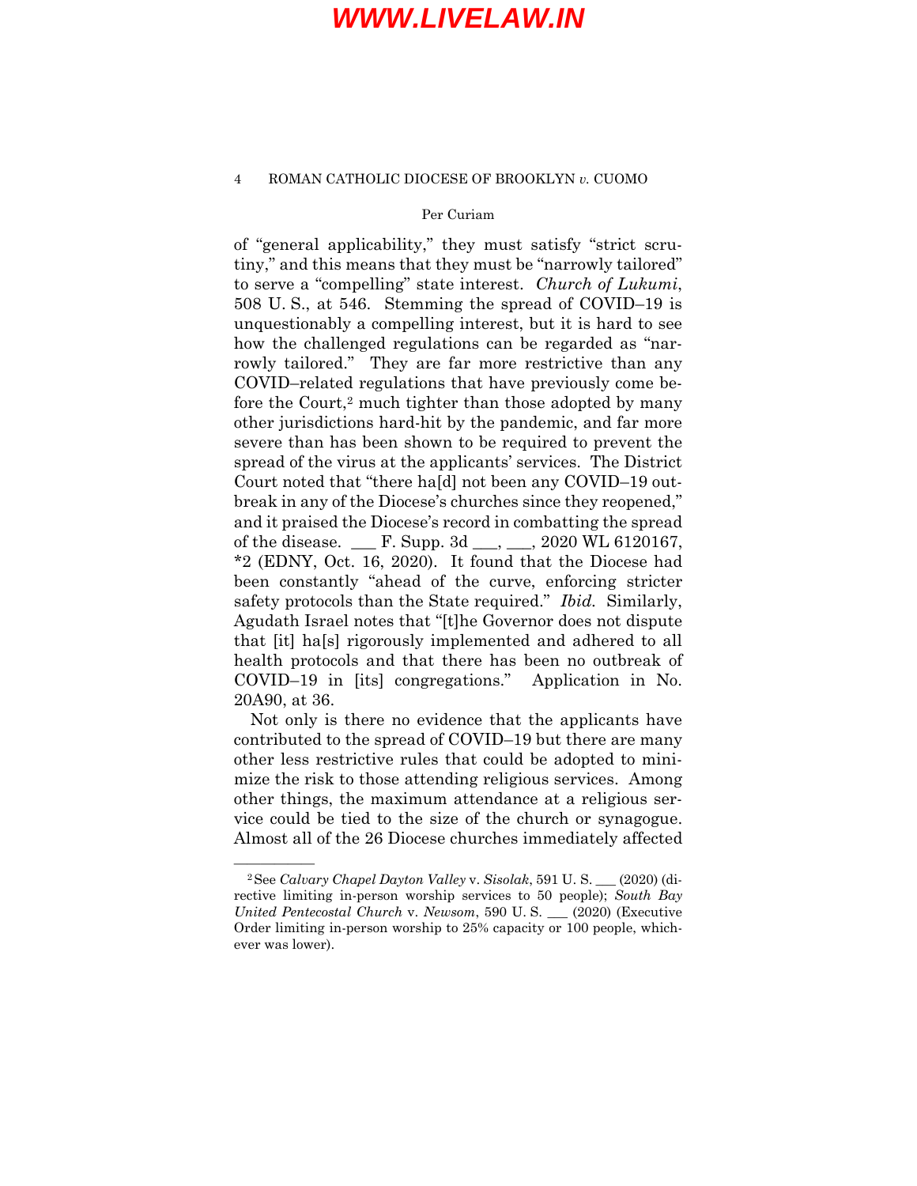of "general applicability," they must satisfy "strict scrutiny," and this means that they must be "narrowly tailored" to serve a "compelling" state interest. *Church of Lukumi*, 508 U. S., at 546. Stemming the spread of COVID–19 is unquestionably a compelling interest, but it is hard to see how the challenged regulations can be regarded as "narrowly tailored." They are far more restrictive than any COVID–related regulations that have previously come before the Court,[2] much tighter than those adopted by many other jurisdictions hard-hit by the pandemic, and far more severe than has been shown to be required to prevent the spread of the virus at the applicants' services. The District Court noted that "there ha[d] not been any COVID–19 outbreak in any of the Diocese's churches since they reopened," and it praised the Diocese's record in combatting the spread of the disease. ___ F. Supp. 3d ___, ___, 2020 WL 6120167, *2 (EDNY, Oct. 16, 2020). It found that the Diocese had been constantly "ahead of the curve, enforcing stricter safety protocols than the State required." *Ibid.* Similarly, Agudath Israel notes that "[t]he Governor does not dispute that [it] ha[s] rigorously implemented and adhered to all health protocols and that there has been no outbreak of COVID–19 in [its] congregations." Application in No. 20A90, at 36.

Not only is there no evidence that the applicants have contributed to the spread of COVID–19 but there are many other less restrictive rules that could be adopted to minimize the risk to those attending religious services. Among other things, the maximum attendance at a religious service could be tied to the size of the church or synagogue. Almost all of the 26 Diocese churches immediately affected

---

[2] See *Calvary Chapel Dayton Valley* v. *Sisolak*, 591 U. S. ___ (2020) (directive limiting in-person worship services to 50 people); *South Bay United Pentecostal Church* v. *Newsom*, 590 U. S. ___ (2020) (Executive Order limiting in-person worship to 25% capacity or 100 people, whichever was lower).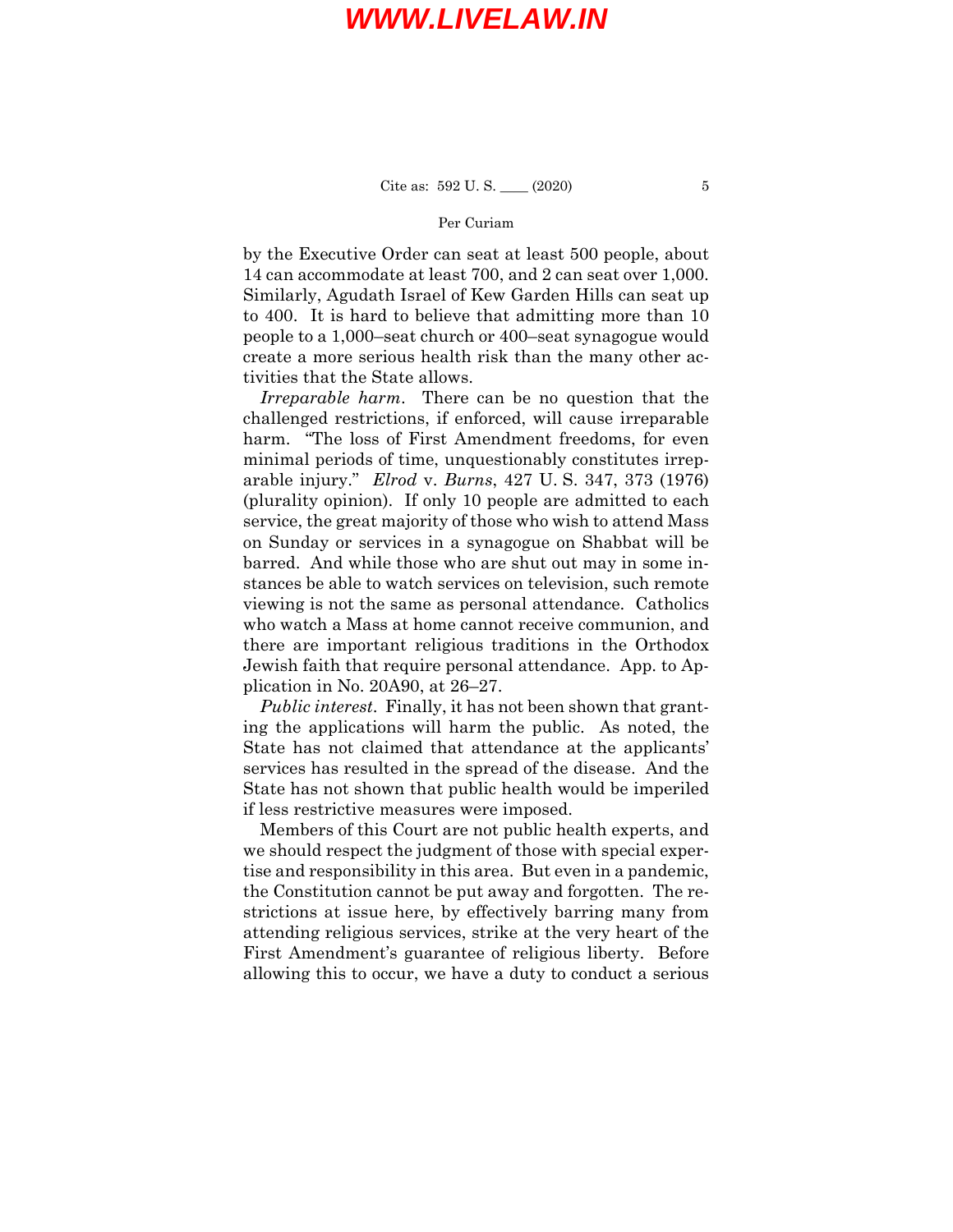by the Executive Order can seat at least 500 people, about 14 can accommodate at least 700, and 2 can seat over 1,000. Similarly, Agudath Israel of Kew Garden Hills can seat up to 400. It is hard to believe that admitting more than 10 people to a 1,000–seat church or 400–seat synagogue would create a more serious health risk than the many other activities that the State allows.

*Irreparable harm*. There can be no question that the challenged restrictions, if enforced, will cause irreparable harm. "The loss of First Amendment freedoms, for even minimal periods of time, unquestionably constitutes irreparable injury." *Elrod* v. *Burns*, 427 U. S. 347, 373 (1976) (plurality opinion). If only 10 people are admitted to each service, the great majority of those who wish to attend Mass on Sunday or services in a synagogue on Shabbat will be barred. And while those who are shut out may in some instances be able to watch services on television, such remote viewing is not the same as personal attendance. Catholics who watch a Mass at home cannot receive communion, and there are important religious traditions in the Orthodox Jewish faith that require personal attendance. App. to Application in No. 20A90, at 26–27.

*Public interest*. Finally, it has not been shown that granting the applications will harm the public. As noted, the State has not claimed that attendance at the applicants' services has resulted in the spread of the disease. And the State has not shown that public health would be imperiled if less restrictive measures were imposed.

Members of this Court are not public health experts, and we should respect the judgment of those with special expertise and responsibility in this area. But even in a pandemic, the Constitution cannot be put away and forgotten. The restrictions at issue here, by effectively barring many from attending religious services, strike at the very heart of the First Amendment's guarantee of religious liberty. Before allowing this to occur, we have a duty to conduct a serious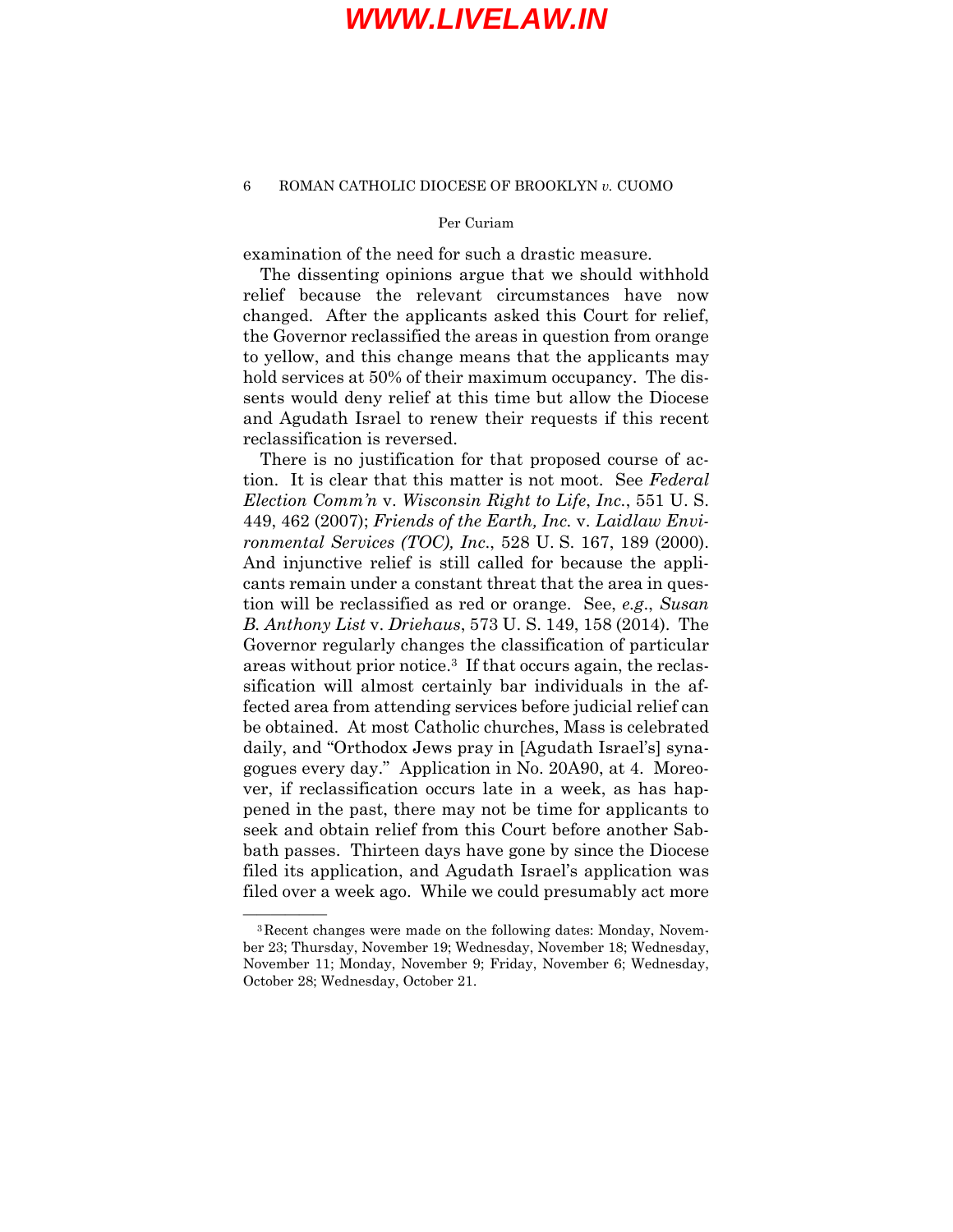examination of the need for such a drastic measure.

The dissenting opinions argue that we should withhold relief because the relevant circumstances have now changed. After the applicants asked this Court for relief, the Governor reclassified the areas in question from orange to yellow, and this change means that the applicants may hold services at 50% of their maximum occupancy. The dissents would deny relief at this time but allow the Diocese and Agudath Israel to renew their requests if this recent reclassification is reversed.

There is no justification for that proposed course of action. It is clear that this matter is not moot. See *Federal Election Comm'n* v. *Wisconsin Right to Life, Inc.*, 551 U. S. 449, 462 (2007); *Friends of the Earth, Inc.* v. *Laidlaw Environmental Services (TOC), Inc.*, 528 U. S. 167, 189 (2000). And injunctive relief is still called for because the applicants remain under a constant threat that the area in question will be reclassified as red or orange. See, *e.g.*, *Susan B. Anthony List* v. *Driehaus*, 573 U. S. 149, 158 (2014). The Governor regularly changes the classification of particular areas without prior notice.[3] If that occurs again, the reclassification will almost certainly bar individuals in the affected area from attending services before judicial relief can be obtained. At most Catholic churches, Mass is celebrated daily, and "Orthodox Jews pray in [Agudath Israel's] synagogues every day." Application in No. 20A90, at 4. Moreover, if reclassification occurs late in a week, as has happened in the past, there may not be time for applicants to seek and obtain relief from this Court before another Sabbath passes. Thirteen days have gone by since the Diocese filed its application, and Agudath Israel's application was filed over a week ago. While we could presumably act more

---

[3] Recent changes were made on the following dates: Monday, November 23; Thursday, November 19; Wednesday, November 18; Wednesday, November 11; Monday, November 9; Friday, November 6; Wednesday, October 28; Wednesday, October 21.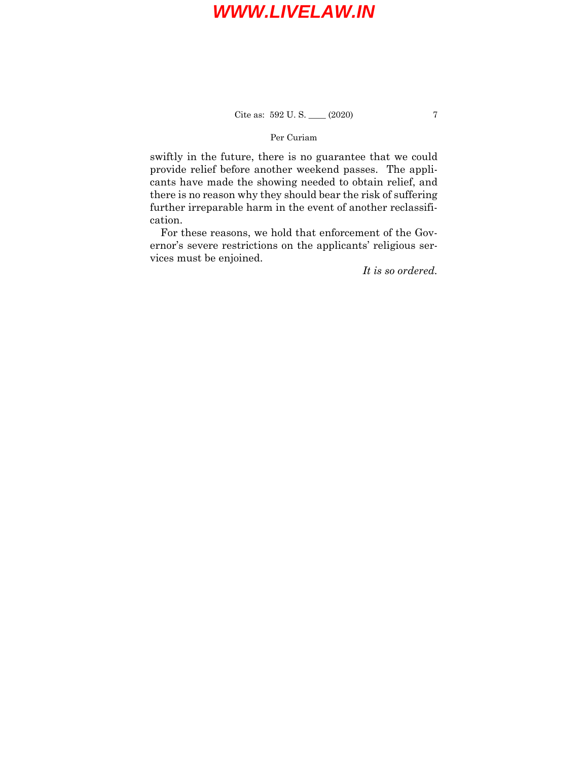swiftly in the future, there is no guarantee that we could provide relief before another weekend passes. The applicants have made the showing needed to obtain relief, and there is no reason why they should bear the risk of suffering further irreparable harm in the event of another reclassification.

For these reasons, we hold that enforcement of the Governor's severe restrictions on the applicants' religious services must be enjoined.

*It is so ordered.*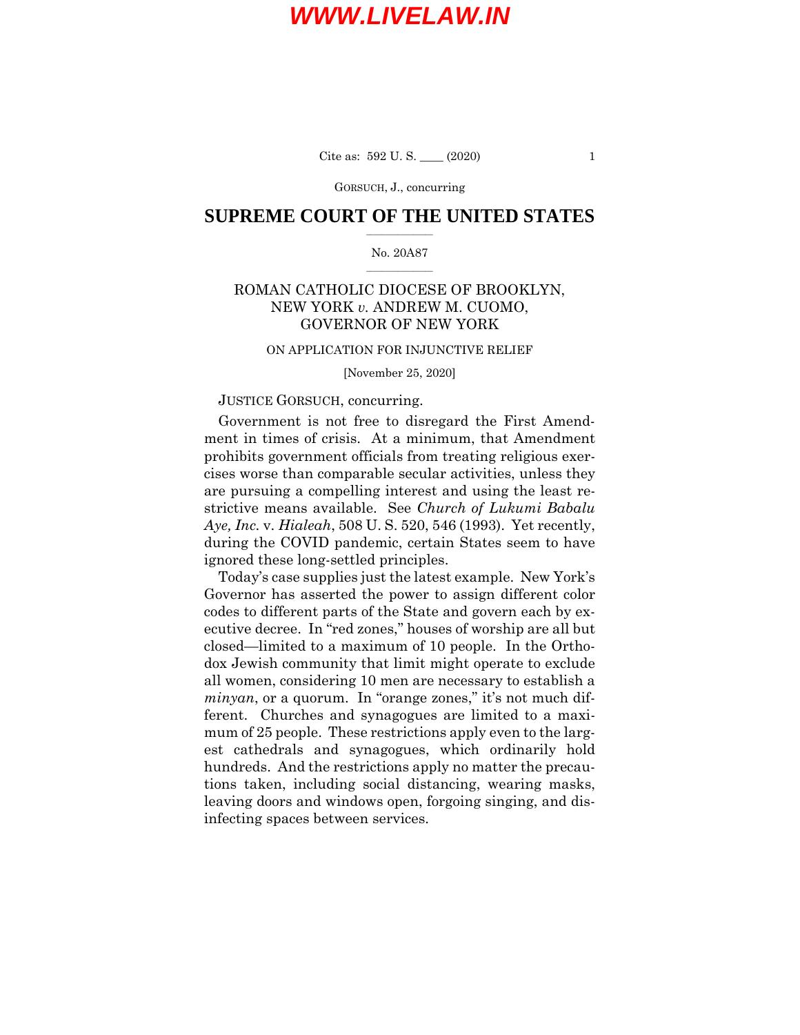GORSUCH, J., concurring

# SUPREME COURT OF THE UNITED STATES

No. 20A87

ROMAN CATHOLIC DIOCESE OF BROOKLYN, NEW YORK *v.* ANDREW M. CUOMO, GOVERNOR OF NEW YORK

ON APPLICATION FOR INJUNCTIVE RELIEF

[November 25, 2020]

JUSTICE GORSUCH, concurring.

Government is not free to disregard the First Amendment in times of crisis. At a minimum, that Amendment prohibits government officials from treating religious exercises worse than comparable secular activities, unless they are pursuing a compelling interest and using the least restrictive means available. See *Church of Lukumi Babalu Aye, Inc.* v. *Hialeah*, 508 U. S. 520, 546 (1993). Yet recently, during the COVID pandemic, certain States seem to have ignored these long-settled principles.

Today's case supplies just the latest example. New York's Governor has asserted the power to assign different color codes to different parts of the State and govern each by executive decree. In "red zones," houses of worship are all but closed—limited to a maximum of 10 people. In the Orthodox Jewish community that limit might operate to exclude all women, considering 10 men are necessary to establish a *minyan*, or a quorum. In "orange zones," it's not much different. Churches and synagogues are limited to a maximum of 25 people. These restrictions apply even to the largest cathedrals and synagogues, which ordinarily hold hundreds. And the restrictions apply no matter the precautions taken, including social distancing, wearing masks, leaving doors and windows open, forgoing singing, and disinfecting spaces between services.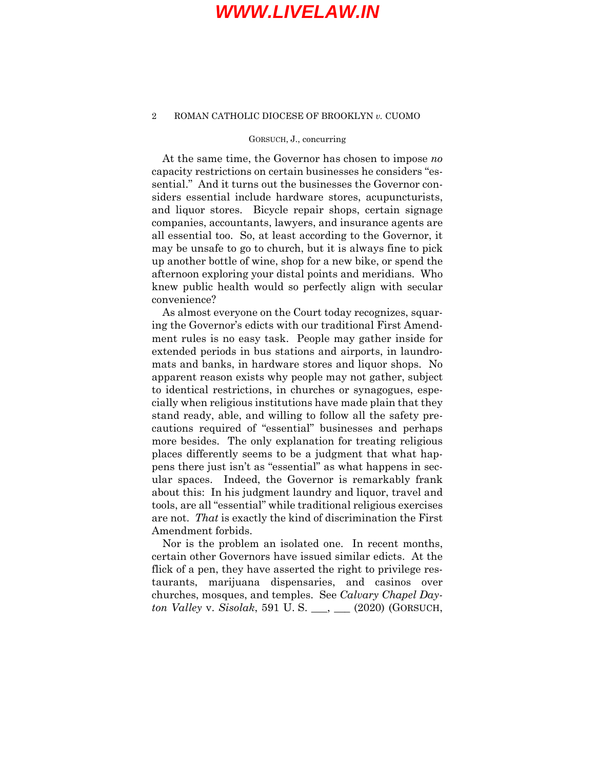At the same time, the Governor has chosen to impose *no* capacity restrictions on certain businesses he considers "essential." And it turns out the businesses the Governor considers essential include hardware stores, acupuncturists, and liquor stores. Bicycle repair shops, certain signage companies, accountants, lawyers, and insurance agents are all essential too. So, at least according to the Governor, it may be unsafe to go to church, but it is always fine to pick up another bottle of wine, shop for a new bike, or spend the afternoon exploring your distal points and meridians. Who knew public health would so perfectly align with secular convenience?

As almost everyone on the Court today recognizes, squaring the Governor's edicts with our traditional First Amendment rules is no easy task. People may gather inside for extended periods in bus stations and airports, in laundromats and banks, in hardware stores and liquor shops. No apparent reason exists why people may not gather, subject to identical restrictions, in churches or synagogues, especially when religious institutions have made plain that they stand ready, able, and willing to follow all the safety precautions required of "essential" businesses and perhaps more besides. The only explanation for treating religious places differently seems to be a judgment that what happens there just isn't as "essential" as what happens in secular spaces. Indeed, the Governor is remarkably frank about this: In his judgment laundry and liquor, travel and tools, are all "essential" while traditional religious exercises are not. *That* is exactly the kind of discrimination the First Amendment forbids.

Nor is the problem an isolated one. In recent months, certain other Governors have issued similar edicts. At the flick of a pen, they have asserted the right to privilege restaurants, marijuana dispensaries, and casinos over churches, mosques, and temples. See *Calvary Chapel Dayton Valley* v. *Sisolak*, 591 U. S. \_\_\_, \_\_\_ (2020) (GORSUCH,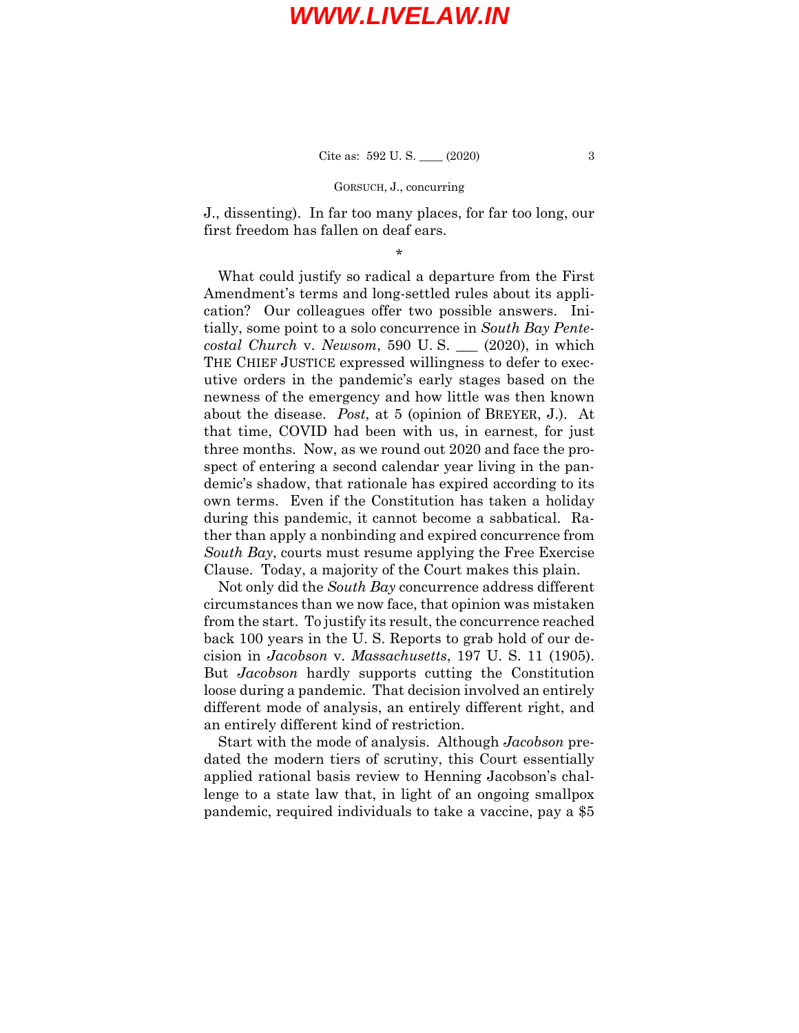J., dissenting). In far too many places, for far too long, our first freedom has fallen on deaf ears.

*

What could justify so radical a departure from the First Amendment's terms and long-settled rules about its application? Our colleagues offer two possible answers. Initially, some point to a solo concurrence in *South Bay Pentecostal Church* v. *Newsom*, 590 U. S. ___ (2020), in which THE CHIEF JUSTICE expressed willingness to defer to executive orders in the pandemic's early stages based on the newness of the emergency and how little was then known about the disease. *Post*, at 5 (opinion of BREYER, J.). At that time, COVID had been with us, in earnest, for just three months. Now, as we round out 2020 and face the prospect of entering a second calendar year living in the pandemic's shadow, that rationale has expired according to its own terms. Even if the Constitution has taken a holiday during this pandemic, it cannot become a sabbatical. Rather than apply a nonbinding and expired concurrence from *South Bay*, courts must resume applying the Free Exercise Clause. Today, a majority of the Court makes this plain.

Not only did the *South Bay* concurrence address different circumstances than we now face, that opinion was mistaken from the start. To justify its result, the concurrence reached back 100 years in the U. S. Reports to grab hold of our decision in *Jacobson* v. *Massachusetts*, 197 U. S. 11 (1905). But *Jacobson* hardly supports cutting the Constitution loose during a pandemic. That decision involved an entirely different mode of analysis, an entirely different right, and an entirely different kind of restriction.

Start with the mode of analysis. Although *Jacobson* predated the modern tiers of scrutiny, this Court essentially applied rational basis review to Henning Jacobson's challenge to a state law that, in light of an ongoing smallpox pandemic, required individuals to take a vaccine, pay a $5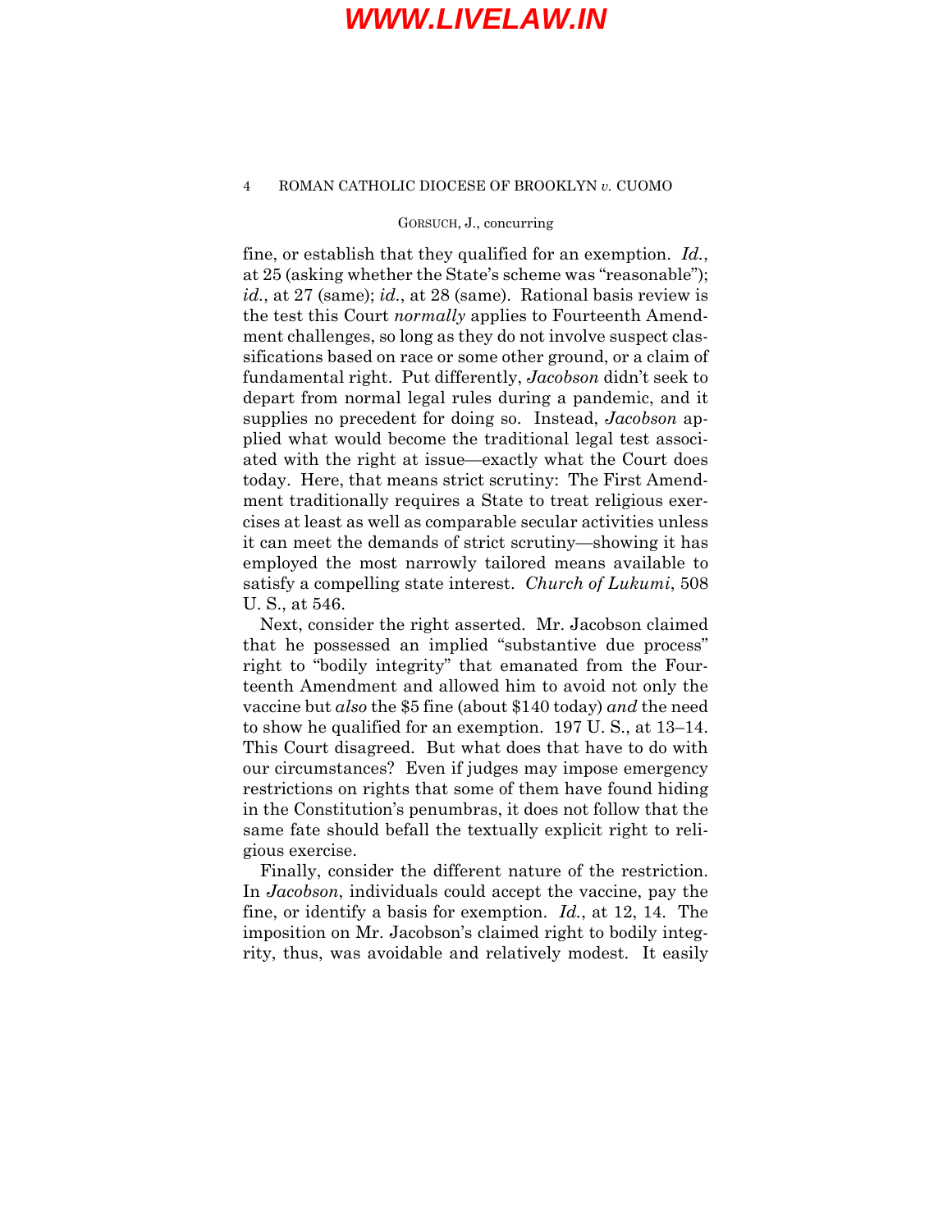fine, or establish that they qualified for an exemption. *Id.*, at 25 (asking whether the State's scheme was "reasonable"); *id.*, at 27 (same); *id.*, at 28 (same). Rational basis review is the test this Court *normally* applies to Fourteenth Amendment challenges, so long as they do not involve suspect classifications based on race or some other ground, or a claim of fundamental right. Put differently, *Jacobson* didn't seek to depart from normal legal rules during a pandemic, and it supplies no precedent for doing so. Instead, *Jacobson* applied what would become the traditional legal test associated with the right at issue—exactly what the Court does today. Here, that means strict scrutiny: The First Amendment traditionally requires a State to treat religious exercises at least as well as comparable secular activities unless it can meet the demands of strict scrutiny—showing it has employed the most narrowly tailored means available to satisfy a compelling state interest. *Church of Lukumi*, 508 U. S., at 546.

Next, consider the right asserted. Mr. Jacobson claimed that he possessed an implied "substantive due process" right to "bodily integrity" that emanated from the Fourteenth Amendment and allowed him to avoid not only the vaccine but *also* the $5 fine (about $140 today) *and* the need to show he qualified for an exemption. 197 U. S., at 13–14. This Court disagreed. But what does that have to do with our circumstances? Even if judges may impose emergency restrictions on rights that some of them have found hiding in the Constitution's penumbras, it does not follow that the same fate should befall the textually explicit right to religious exercise.

Finally, consider the different nature of the restriction. In *Jacobson*, individuals could accept the vaccine, pay the fine, or identify a basis for exemption. *Id.*, at 12, 14. The imposition on Mr. Jacobson's claimed right to bodily integrity, thus, was avoidable and relatively modest. It easily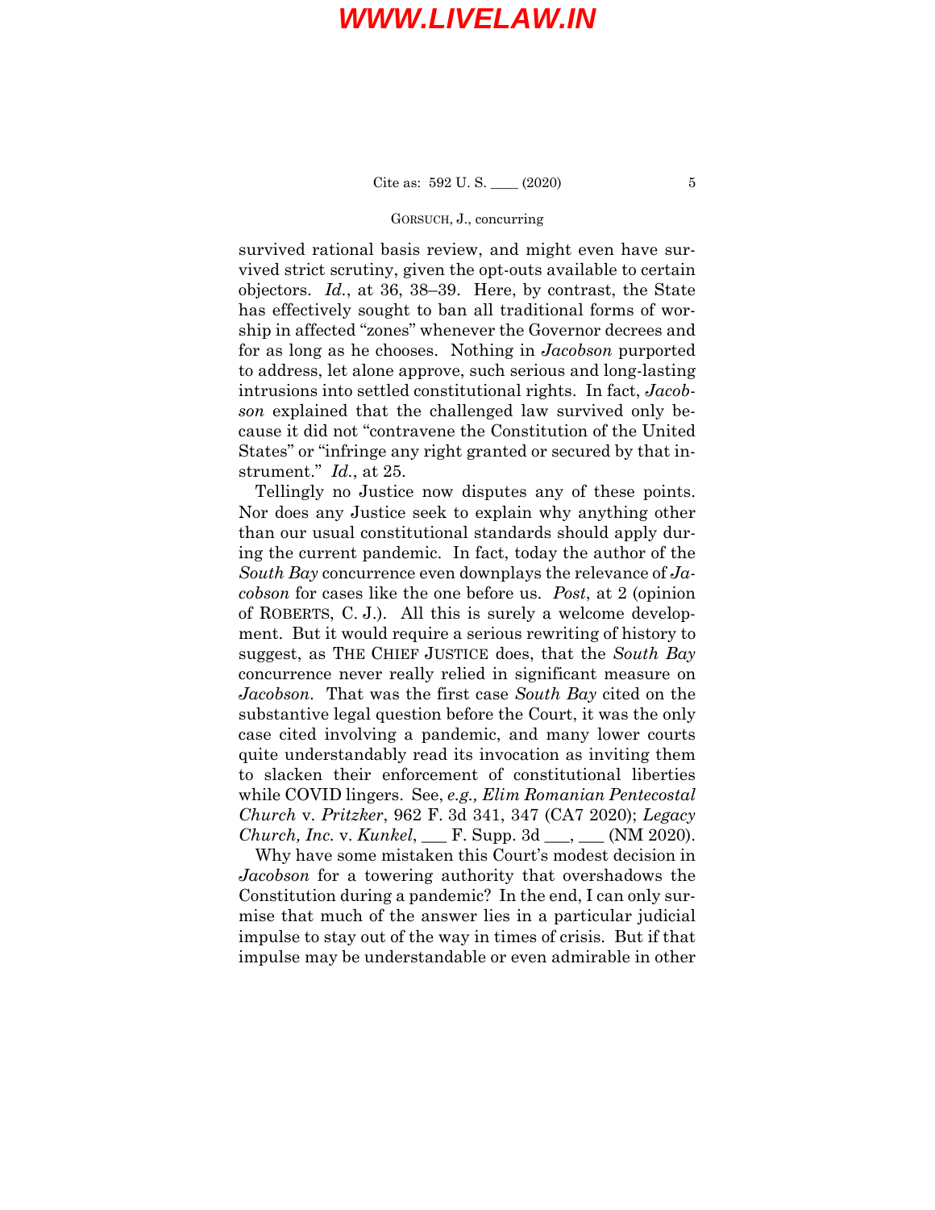survived rational basis review, and might even have survived strict scrutiny, given the opt-outs available to certain objectors. *Id.*, at 36, 38–39. Here, by contrast, the State has effectively sought to ban all traditional forms of worship in affected "zones" whenever the Governor decrees and for as long as he chooses. Nothing in *Jacobson* purported to address, let alone approve, such serious and long-lasting intrusions into settled constitutional rights. In fact, *Jacobson* explained that the challenged law survived only because it did not "contravene the Constitution of the United States" or "infringe any right granted or secured by that instrument." *Id.*, at 25.

Tellingly no Justice now disputes any of these points. Nor does any Justice seek to explain why anything other than our usual constitutional standards should apply during the current pandemic. In fact, today the author of the *South Bay* concurrence even downplays the relevance of *Jacobson* for cases like the one before us. *Post*, at 2 (opinion of ROBERTS, C. J.). All this is surely a welcome development. But it would require a serious rewriting of history to suggest, as THE CHIEF JUSTICE does, that the *South Bay* concurrence never really relied in significant measure on *Jacobson*. That was the first case *South Bay* cited on the substantive legal question before the Court, it was the only case cited involving a pandemic, and many lower courts quite understandably read its invocation as inviting them to slacken their enforcement of constitutional liberties while COVID lingers. See, *e.g., Elim Romanian Pentecostal Church* v. *Pritzker*, 962 F. 3d 341, 347 (CA7 2020); *Legacy Church, Inc.* v. *Kunkel*, ___ F. Supp. 3d ___, ___ (NM 2020).

Why have some mistaken this Court's modest decision in *Jacobson* for a towering authority that overshadows the Constitution during a pandemic? In the end, I can only surmise that much of the answer lies in a particular judicial impulse to stay out of the way in times of crisis. But if that impulse may be understandable or even admirable in other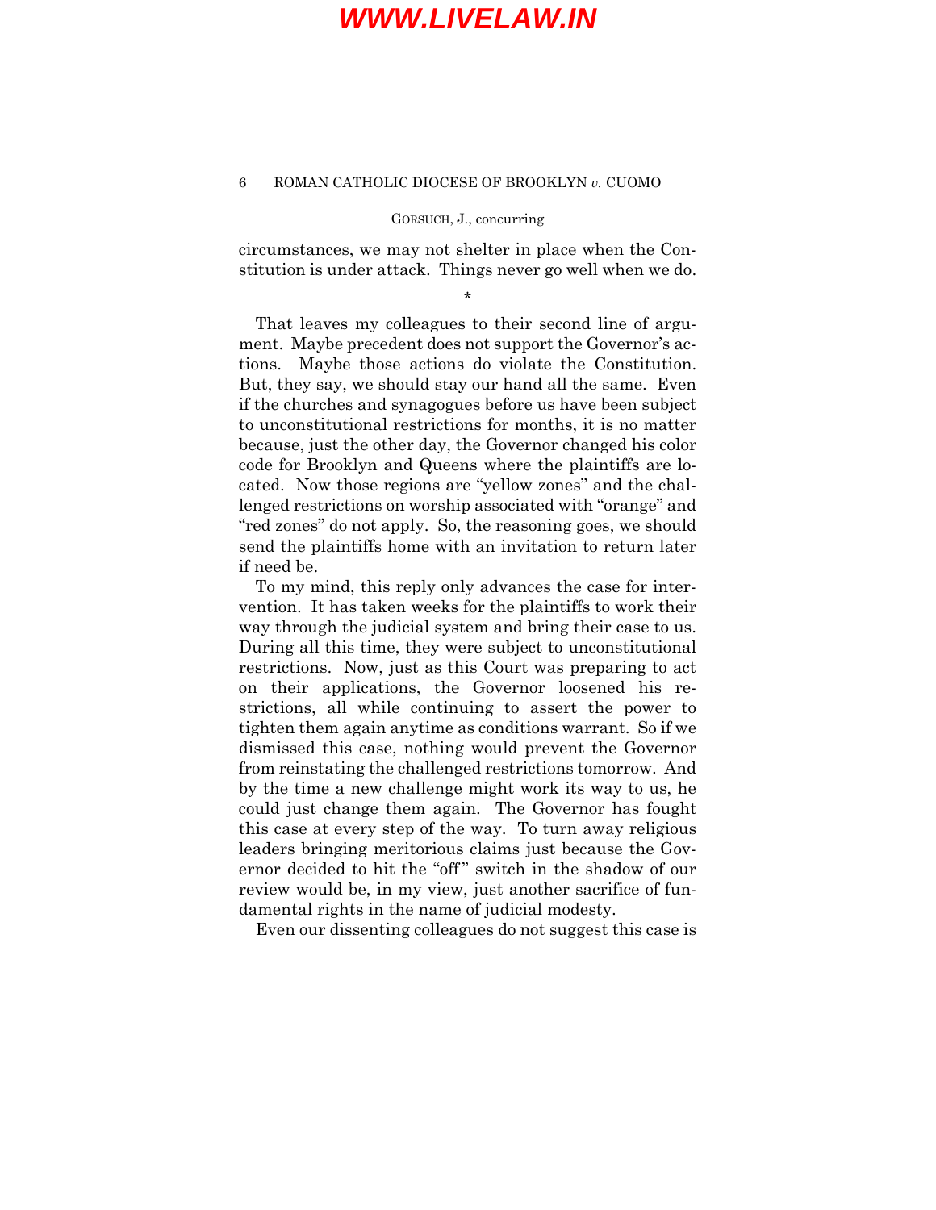circumstances, we may not shelter in place when the Constitution is under attack. Things never go well when we do.

*

That leaves my colleagues to their second line of argument. Maybe precedent does not support the Governor's actions. Maybe those actions do violate the Constitution. But, they say, we should stay our hand all the same. Even if the churches and synagogues before us have been subject to unconstitutional restrictions for months, it is no matter because, just the other day, the Governor changed his color code for Brooklyn and Queens where the plaintiffs are located. Now those regions are "yellow zones" and the challenged restrictions on worship associated with "orange" and "red zones" do not apply. So, the reasoning goes, we should send the plaintiffs home with an invitation to return later if need be.

To my mind, this reply only advances the case for intervention. It has taken weeks for the plaintiffs to work their way through the judicial system and bring their case to us. During all this time, they were subject to unconstitutional restrictions. Now, just as this Court was preparing to act on their applications, the Governor loosened his restrictions, all while continuing to assert the power to tighten them again anytime as conditions warrant. So if we dismissed this case, nothing would prevent the Governor from reinstating the challenged restrictions tomorrow. And by the time a new challenge might work its way to us, he could just change them again. The Governor has fought this case at every step of the way. To turn away religious leaders bringing meritorious claims just because the Governor decided to hit the "off" switch in the shadow of our review would be, in my view, just another sacrifice of fundamental rights in the name of judicial modesty.

Even our dissenting colleagues do not suggest this case is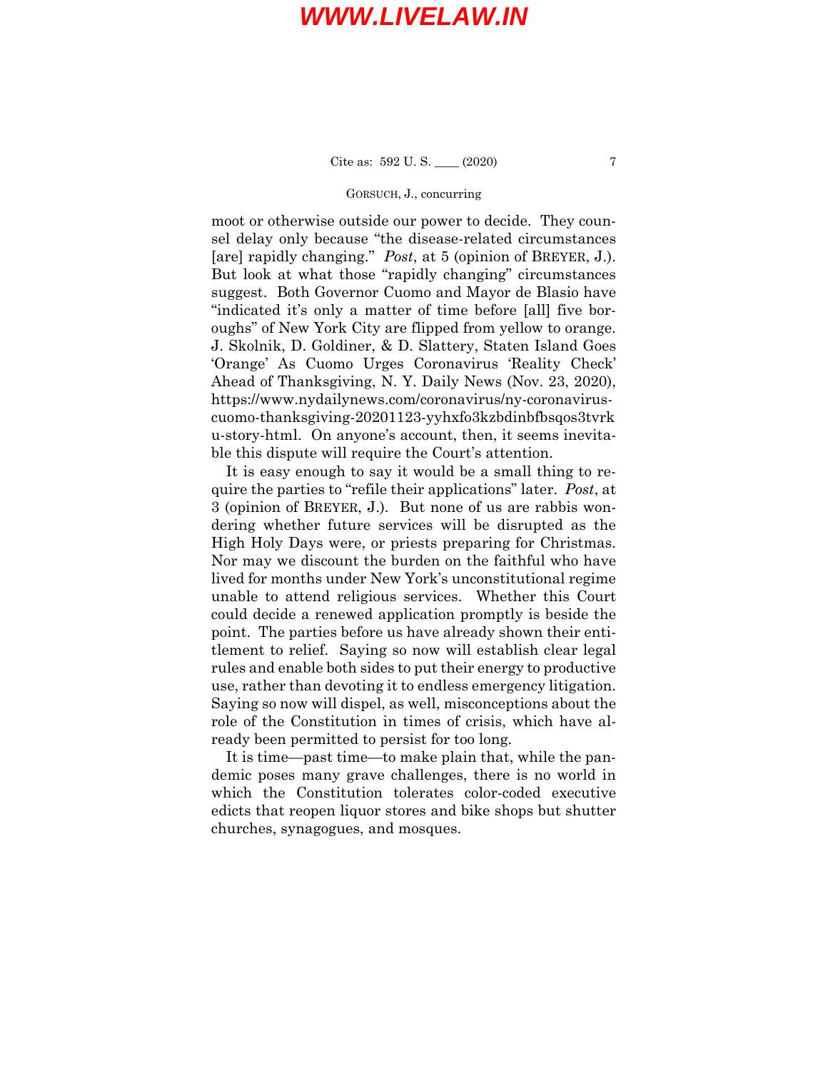moot or otherwise outside our power to decide. They counsel delay only because "the disease-related circumstances [are] rapidly changing." *Post*, at 5 (opinion of BREYER, J.). But look at what those "rapidly changing" circumstances suggest. Both Governor Cuomo and Mayor de Blasio have "indicated it's only a matter of time before [all] five boroughs" of New York City are flipped from yellow to orange. J. Skolnik, D. Goldiner, & D. Slattery, Staten Island Goes 'Orange' As Cuomo Urges Coronavirus 'Reality Check' Ahead of Thanksgiving, N. Y. Daily News (Nov. 23, 2020), https://www.nydailynews.com/coronavirus/ny-coronavirus-cuomo-thanksgiving-20201123-yyhxfo3kzbdinbfbsqos3tvrku-story-html. On anyone's account, then, it seems inevitable this dispute will require the Court's attention.

It is easy enough to say it would be a small thing to require the parties to "refile their applications" later. *Post*, at 3 (opinion of BREYER, J.). But none of us are rabbis wondering whether future services will be disrupted as the High Holy Days were, or priests preparing for Christmas. Nor may we discount the burden on the faithful who have lived for months under New York's unconstitutional regime unable to attend religious services. Whether this Court could decide a renewed application promptly is beside the point. The parties before us have already shown their entitlement to relief. Saying so now will establish clear legal rules and enable both sides to put their energy to productive use, rather than devoting it to endless emergency litigation. Saying so now will dispel, as well, misconceptions about the role of the Constitution in times of crisis, which have already been permitted to persist for too long.

It is time—past time—to make plain that, while the pandemic poses many grave challenges, there is no world in which the Constitution tolerates color-coded executive edicts that reopen liquor stores and bike shops but shutter churches, synagogues, and mosques.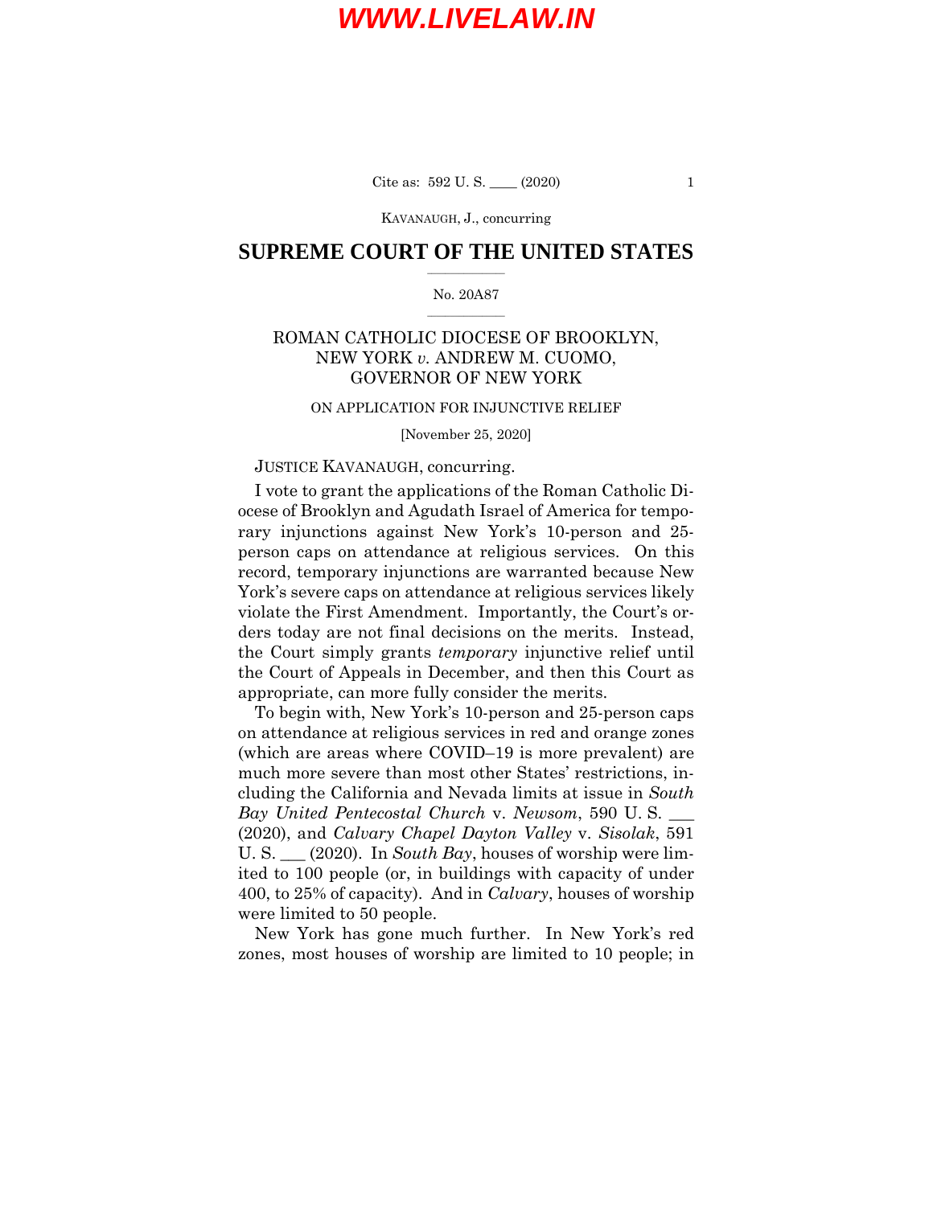**SUPREME COURT OF THE UNITED STATES**

No. 20A87

ROMAN CATHOLIC DIOCESE OF BROOKLYN, NEW YORK *v.* ANDREW M. CUOMO, GOVERNOR OF NEW YORK

ON APPLICATION FOR INJUNCTIVE RELIEF

[November 25, 2020]

JUSTICE KAVANAUGH, concurring.

I vote to grant the applications of the Roman Catholic Diocese of Brooklyn and Agudath Israel of America for temporary injunctions against New York's 10-person and 25-person caps on attendance at religious services. On this record, temporary injunctions are warranted because New York's severe caps on attendance at religious services likely violate the First Amendment. Importantly, the Court's orders today are not final decisions on the merits. Instead, the Court simply grants *temporary* injunctive relief until the Court of Appeals in December, and then this Court as appropriate, can more fully consider the merits.

To begin with, New York's 10-person and 25-person caps on attendance at religious services in red and orange zones (which are areas where COVID–19 is more prevalent) are much more severe than most other States' restrictions, including the California and Nevada limits at issue in *South Bay United Pentecostal Church* v. *Newsom*, 590 U. S. ___ (2020), and *Calvary Chapel Dayton Valley* v. *Sisolak*, 591 U. S. ___ (2020). In *South Bay*, houses of worship were limited to 100 people (or, in buildings with capacity of under 400, to 25% of capacity). And in *Calvary*, houses of worship were limited to 50 people.

New York has gone much further. In New York's red zones, most houses of worship are limited to 10 people; in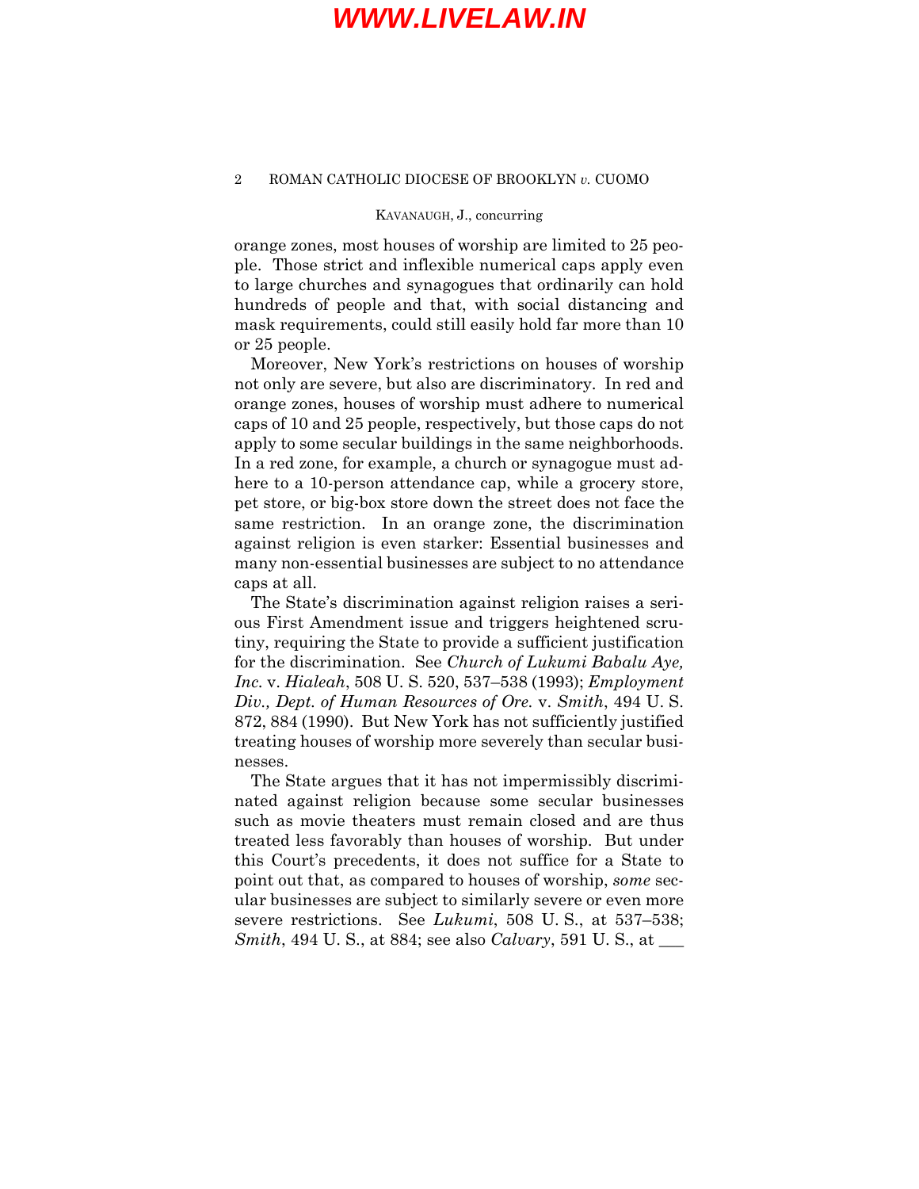orange zones, most houses of worship are limited to 25 people. Those strict and inflexible numerical caps apply even to large churches and synagogues that ordinarily can hold hundreds of people and that, with social distancing and mask requirements, could still easily hold far more than 10 or 25 people.

Moreover, New York's restrictions on houses of worship not only are severe, but also are discriminatory. In red and orange zones, houses of worship must adhere to numerical caps of 10 and 25 people, respectively, but those caps do not apply to some secular buildings in the same neighborhoods. In a red zone, for example, a church or synagogue must adhere to a 10-person attendance cap, while a grocery store, pet store, or big-box store down the street does not face the same restriction. In an orange zone, the discrimination against religion is even starker: Essential businesses and many non-essential businesses are subject to no attendance caps at all.

The State's discrimination against religion raises a serious First Amendment issue and triggers heightened scrutiny, requiring the State to provide a sufficient justification for the discrimination. See *Church of Lukumi Babalu Aye, Inc.* v. *Hialeah*, 508 U. S. 520, 537–538 (1993); *Employment Div., Dept. of Human Resources of Ore.* v. *Smith*, 494 U. S. 872, 884 (1990). But New York has not sufficiently justified treating houses of worship more severely than secular businesses.

The State argues that it has not impermissibly discriminated against religion because some secular businesses such as movie theaters must remain closed and are thus treated less favorably than houses of worship. But under this Court's precedents, it does not suffice for a State to point out that, as compared to houses of worship, *some* secular businesses are subject to similarly severe or even more severe restrictions. See *Lukumi*, 508 U. S., at 537–538; *Smith*, 494 U. S., at 884; see also *Calvary*, 591 U. S., at ___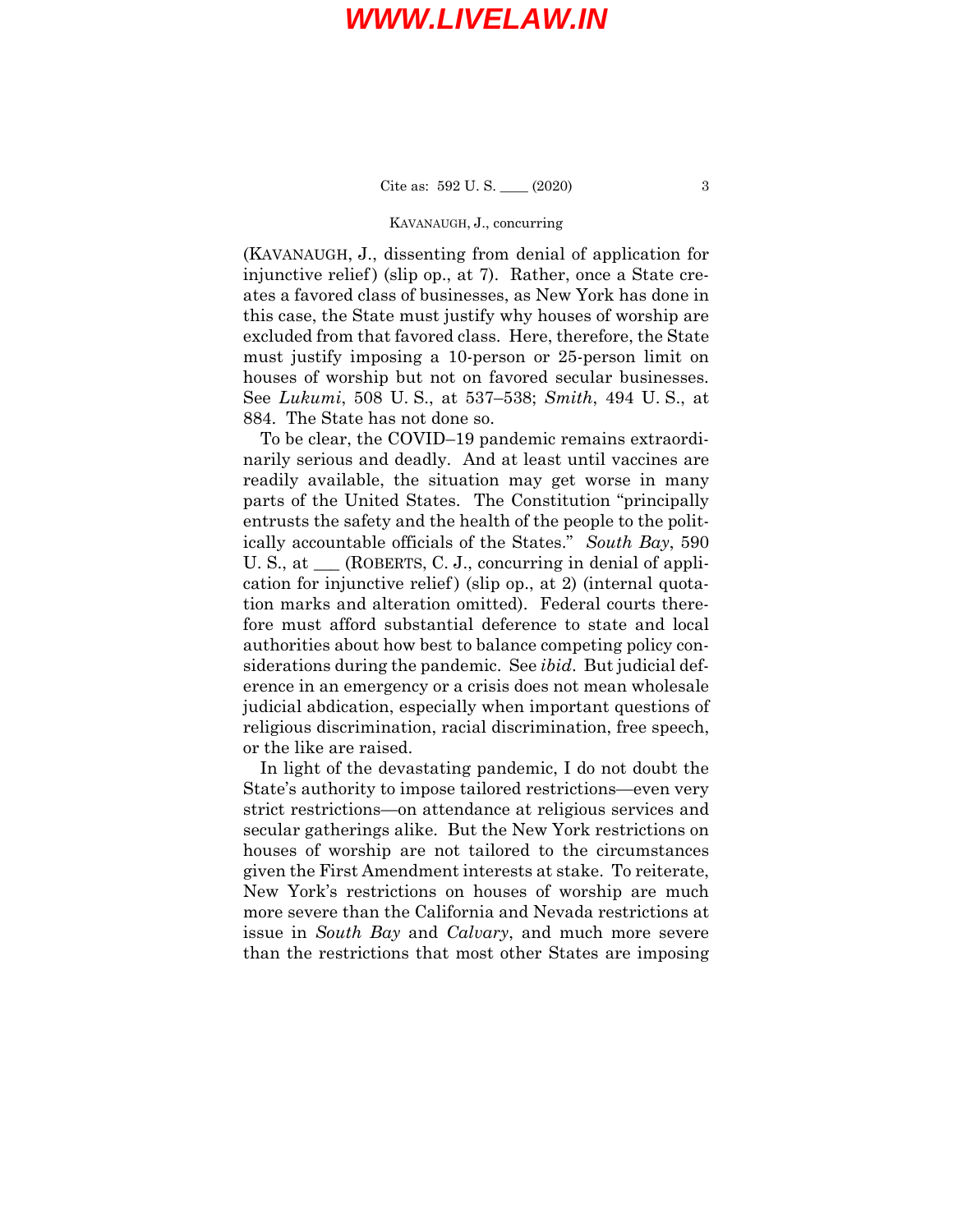(KAVANAUGH, J., dissenting from denial of application for injunctive relief) (slip op., at 7). Rather, once a State creates a favored class of businesses, as New York has done in this case, the State must justify why houses of worship are excluded from that favored class. Here, therefore, the State must justify imposing a 10-person or 25-person limit on houses of worship but not on favored secular businesses. See *Lukumi*, 508 U. S., at 537–538; *Smith*, 494 U. S., at 884. The State has not done so.

To be clear, the COVID–19 pandemic remains extraordinarily serious and deadly. And at least until vaccines are readily available, the situation may get worse in many parts of the United States. The Constitution "principally entrusts the safety and the health of the people to the politically accountable officials of the States." *South Bay*, 590 U. S., at ___ (ROBERTS, C. J., concurring in denial of application for injunctive relief) (slip op., at 2) (internal quotation marks and alteration omitted). Federal courts therefore must afford substantial deference to state and local authorities about how best to balance competing policy considerations during the pandemic. See *ibid*. But judicial deference in an emergency or a crisis does not mean wholesale judicial abdication, especially when important questions of religious discrimination, racial discrimination, free speech, or the like are raised.

In light of the devastating pandemic, I do not doubt the State's authority to impose tailored restrictions—even very strict restrictions—on attendance at religious services and secular gatherings alike. But the New York restrictions on houses of worship are not tailored to the circumstances given the First Amendment interests at stake. To reiterate, New York's restrictions on houses of worship are much more severe than the California and Nevada restrictions at issue in *South Bay* and *Calvary*, and much more severe than the restrictions that most other States are imposing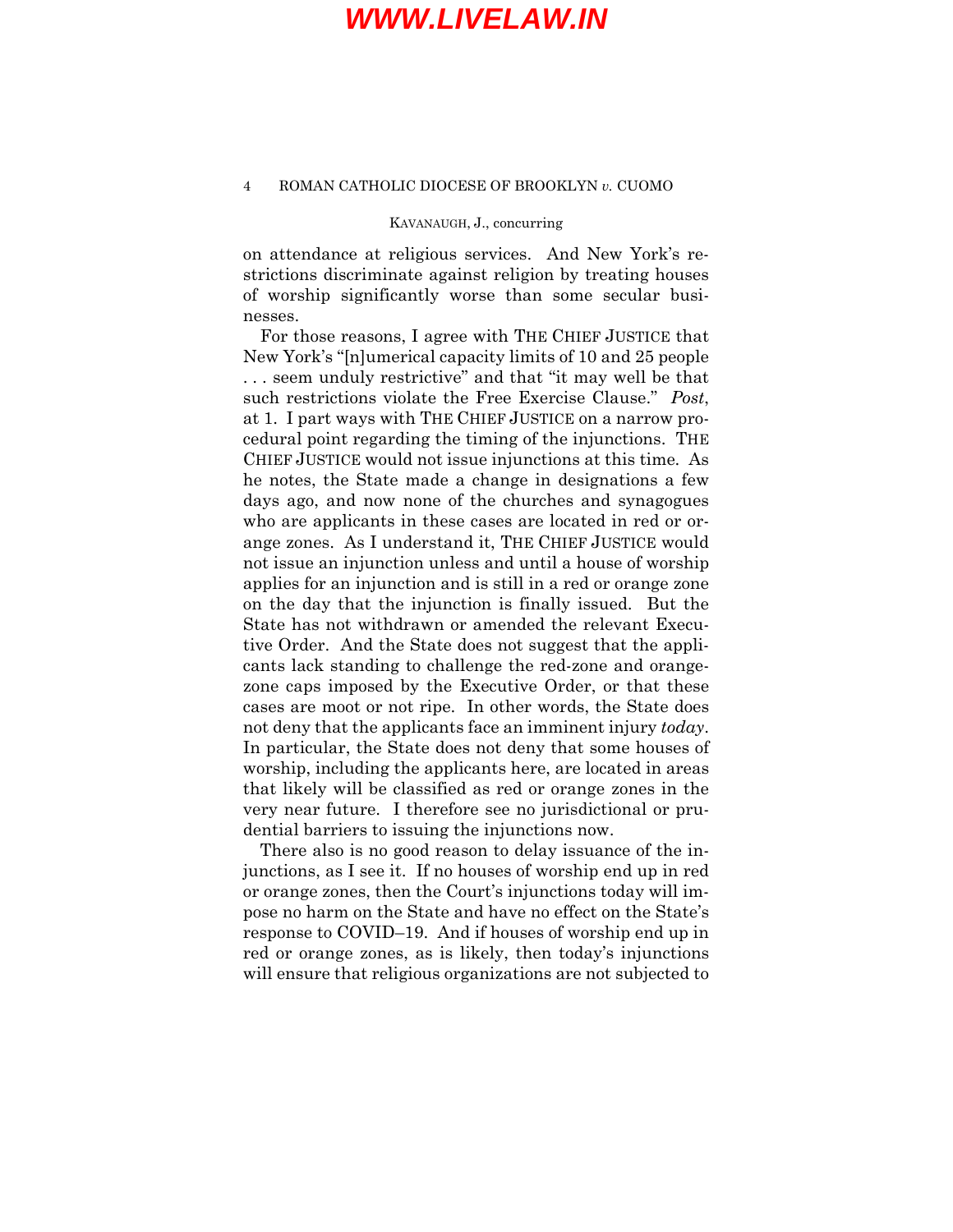on attendance at religious services. And New York's restrictions discriminate against religion by treating houses of worship significantly worse than some secular businesses.

For those reasons, I agree with THE CHIEF JUSTICE that New York's "[n]umerical capacity limits of 10 and 25 people . . . seem unduly restrictive" and that "it may well be that such restrictions violate the Free Exercise Clause." *Post*, at 1. I part ways with THE CHIEF JUSTICE on a narrow procedural point regarding the timing of the injunctions. THE CHIEF JUSTICE would not issue injunctions at this time. As he notes, the State made a change in designations a few days ago, and now none of the churches and synagogues who are applicants in these cases are located in red or orange zones. As I understand it, THE CHIEF JUSTICE would not issue an injunction unless and until a house of worship applies for an injunction and is still in a red or orange zone on the day that the injunction is finally issued. But the State has not withdrawn or amended the relevant Executive Order. And the State does not suggest that the applicants lack standing to challenge the red-zone and orange-zone caps imposed by the Executive Order, or that these cases are moot or not ripe. In other words, the State does not deny that the applicants face an imminent injury *today*. In particular, the State does not deny that some houses of worship, including the applicants here, are located in areas that likely will be classified as red or orange zones in the very near future. I therefore see no jurisdictional or prudential barriers to issuing the injunctions now.

There also is no good reason to delay issuance of the injunctions, as I see it. If no houses of worship end up in red or orange zones, then the Court's injunctions today will impose no harm on the State and have no effect on the State's response to COVID–19. And if houses of worship end up in red or orange zones, as is likely, then today's injunctions will ensure that religious organizations are not subjected to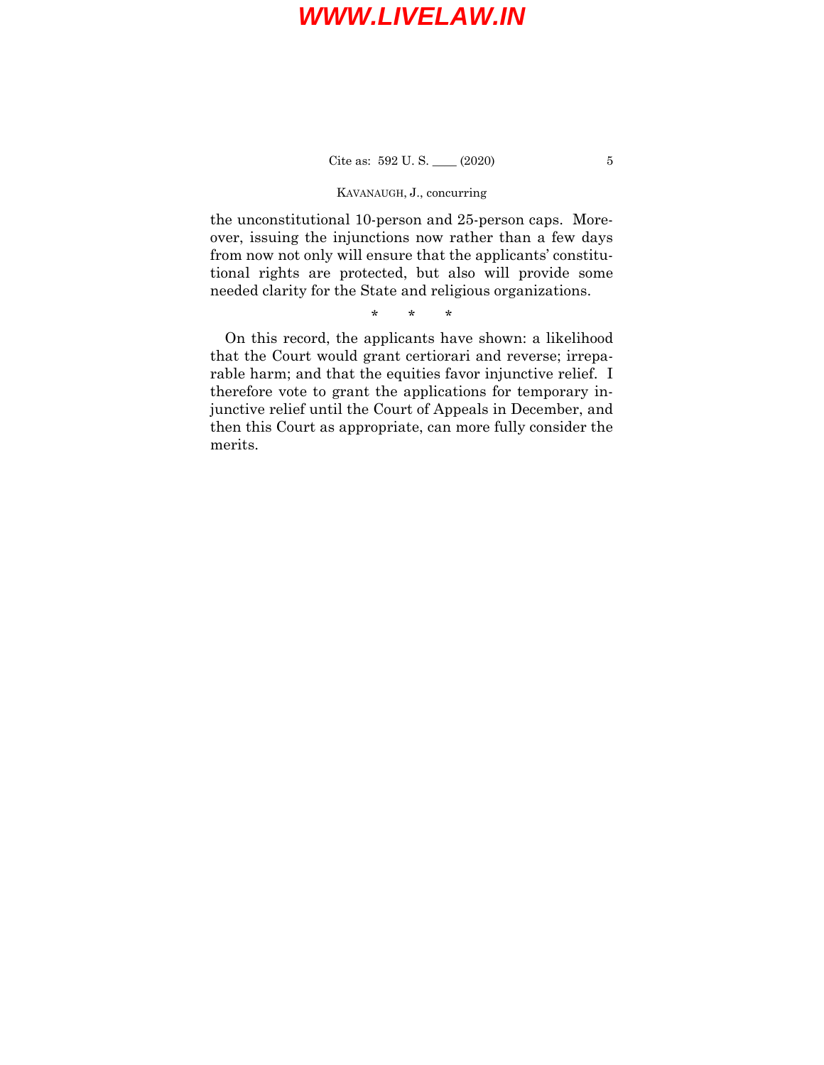the unconstitutional 10-person and 25-person caps. Moreover, issuing the injunctions now rather than a few days from now not only will ensure that the applicants' constitutional rights are protected, but also will provide some needed clarity for the State and religious organizations.

\* \* \*

On this record, the applicants have shown: a likelihood that the Court would grant certiorari and reverse; irreparable harm; and that the equities favor injunctive relief. I therefore vote to grant the applications for temporary injunctive relief until the Court of Appeals in December, and then this Court as appropriate, can more fully consider the merits.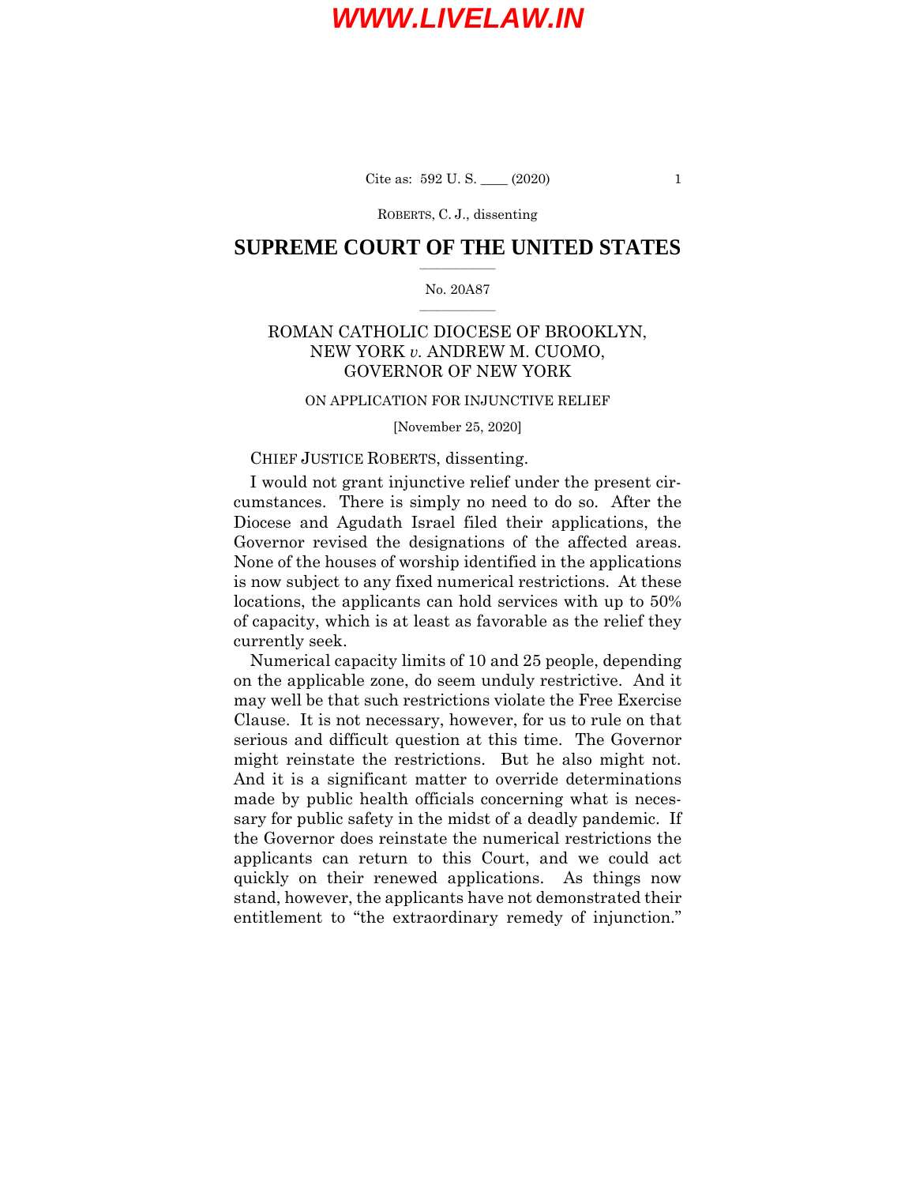# SUPREME COURT OF THE UNITED STATES

No. 20A87

ROMAN CATHOLIC DIOCESE OF BROOKLYN, NEW YORK *v.* ANDREW M. CUOMO, GOVERNOR OF NEW YORK

ON APPLICATION FOR INJUNCTIVE RELIEF

[November 25, 2020]

CHIEF JUSTICE ROBERTS, dissenting.

I would not grant injunctive relief under the present circumstances. There is simply no need to do so. After the Diocese and Agudath Israel filed their applications, the Governor revised the designations of the affected areas. None of the houses of worship identified in the applications is now subject to any fixed numerical restrictions. At these locations, the applicants can hold services with up to 50% of capacity, which is at least as favorable as the relief they currently seek.

Numerical capacity limits of 10 and 25 people, depending on the applicable zone, do seem unduly restrictive. And it may well be that such restrictions violate the Free Exercise Clause. It is not necessary, however, for us to rule on that serious and difficult question at this time. The Governor might reinstate the restrictions. But he also might not. And it is a significant matter to override determinations made by public health officials concerning what is necessary for public safety in the midst of a deadly pandemic. If the Governor does reinstate the numerical restrictions the applicants can return to this Court, and we could act quickly on their renewed applications. As things now stand, however, the applicants have not demonstrated their entitlement to "the extraordinary remedy of injunction."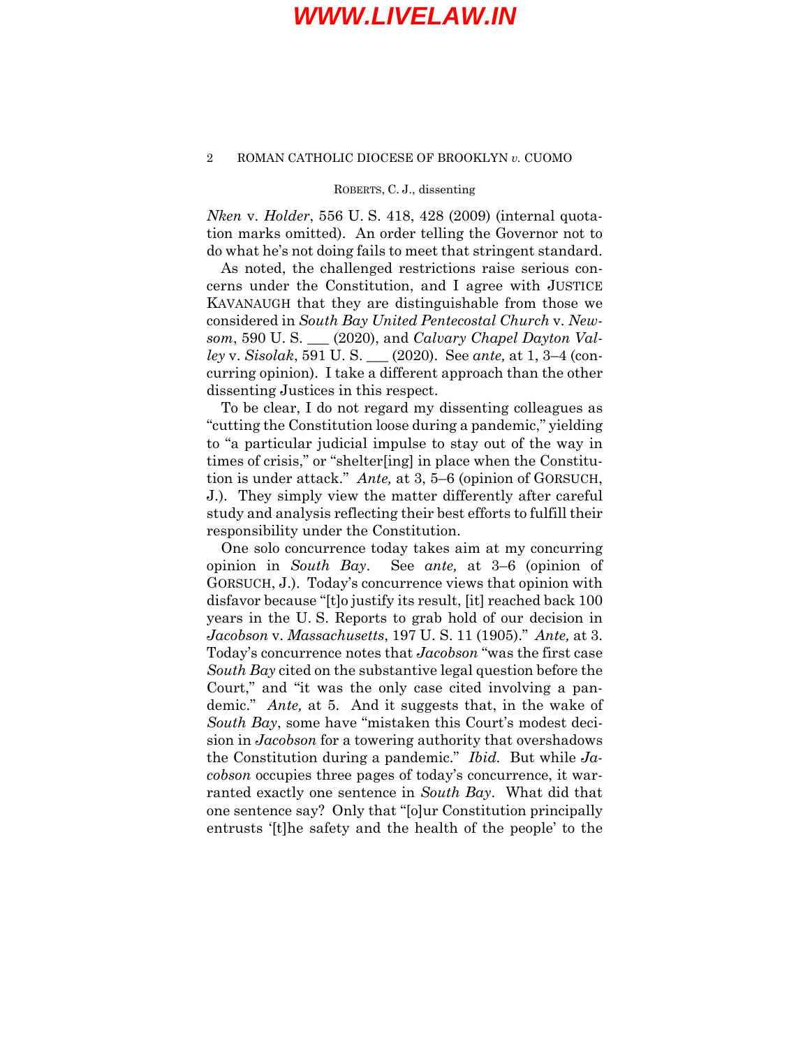*Nken* v. *Holder*, 556 U. S. 418, 428 (2009) (internal quotation marks omitted). An order telling the Governor not to do what he's not doing fails to meet that stringent standard.

As noted, the challenged restrictions raise serious concerns under the Constitution, and I agree with JUSTICE KAVANAUGH that they are distinguishable from those we considered in *South Bay United Pentecostal Church* v. *Newsom*, 590 U. S. ___ (2020), and *Calvary Chapel Dayton Valley* v. *Sisolak*, 591 U. S. ___ (2020). See *ante,* at 1, 3–4 (concurring opinion). I take a different approach than the other dissenting Justices in this respect.

To be clear, I do not regard my dissenting colleagues as "cutting the Constitution loose during a pandemic," yielding to "a particular judicial impulse to stay out of the way in times of crisis," or "shelter[ing] in place when the Constitution is under attack." *Ante,* at 3, 5–6 (opinion of GORSUCH, J.). They simply view the matter differently after careful study and analysis reflecting their best efforts to fulfill their responsibility under the Constitution.

One solo concurrence today takes aim at my concurring opinion in *South Bay*. See *ante,* at 3–6 (opinion of GORSUCH, J.). Today's concurrence views that opinion with disfavor because "[t]o justify its result, [it] reached back 100 years in the U. S. Reports to grab hold of our decision in *Jacobson* v. *Massachusetts*, 197 U. S. 11 (1905)." *Ante,* at 3. Today's concurrence notes that *Jacobson* "was the first case *South Bay* cited on the substantive legal question before the Court," and "it was the only case cited involving a pandemic." *Ante,* at 5. And it suggests that, in the wake of *South Bay*, some have "mistaken this Court's modest decision in *Jacobson* for a towering authority that overshadows the Constitution during a pandemic." *Ibid.* But while *Jacobson* occupies three pages of today's concurrence, it warranted exactly one sentence in *South Bay*. What did that one sentence say? Only that "[o]ur Constitution principally entrusts '[t]he safety and the health of the people' to the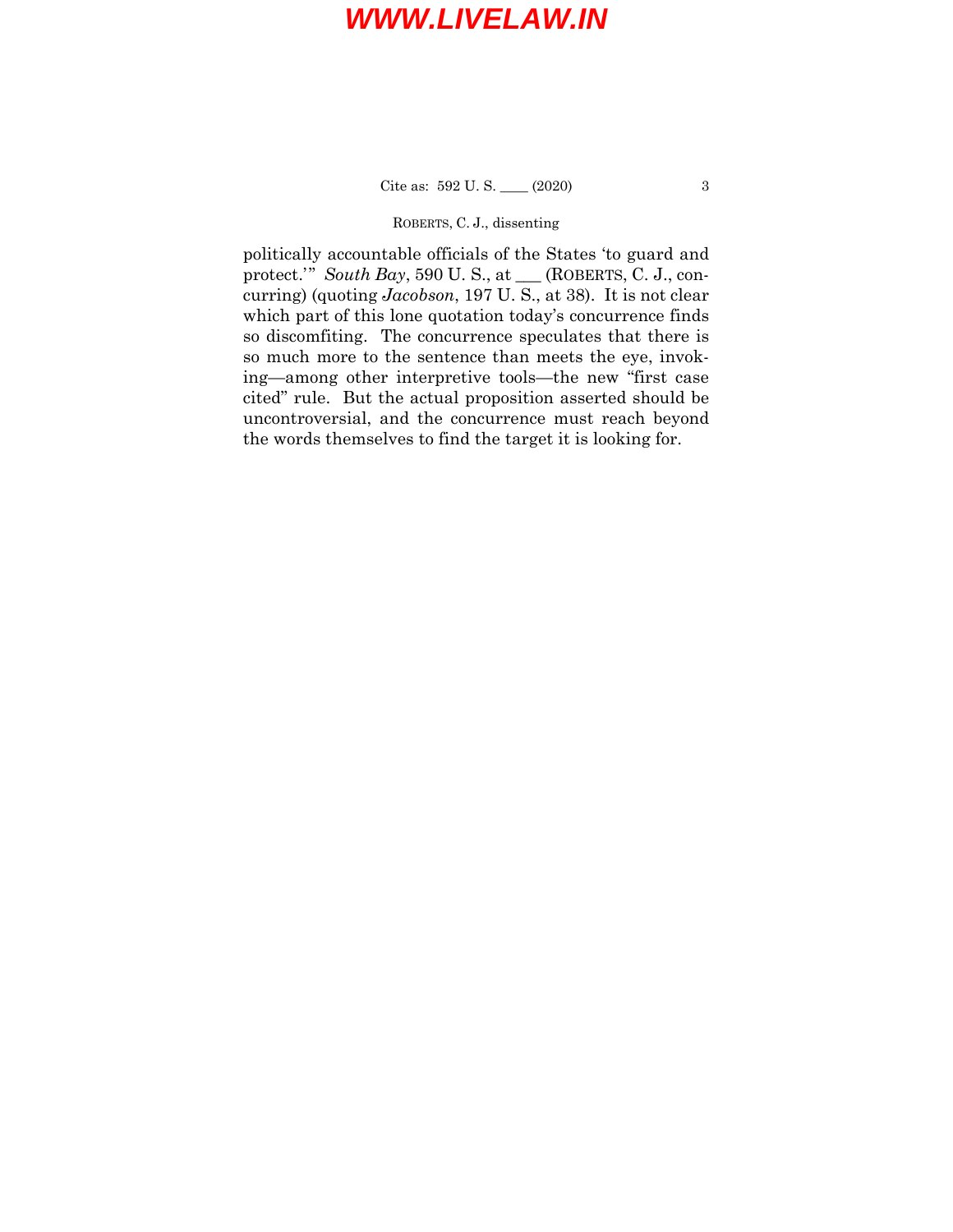politically accountable officials of the States 'to guard and protect.'" *South Bay*, 590 U. S., at ___ (ROBERTS, C. J., concurring) (quoting *Jacobson*, 197 U. S., at 38). It is not clear which part of this lone quotation today's concurrence finds so discomfiting. The concurrence speculates that there is so much more to the sentence than meets the eye, invoking—among other interpretive tools—the new "first case cited" rule. But the actual proposition asserted should be uncontroversial, and the concurrence must reach beyond the words themselves to find the target it is looking for.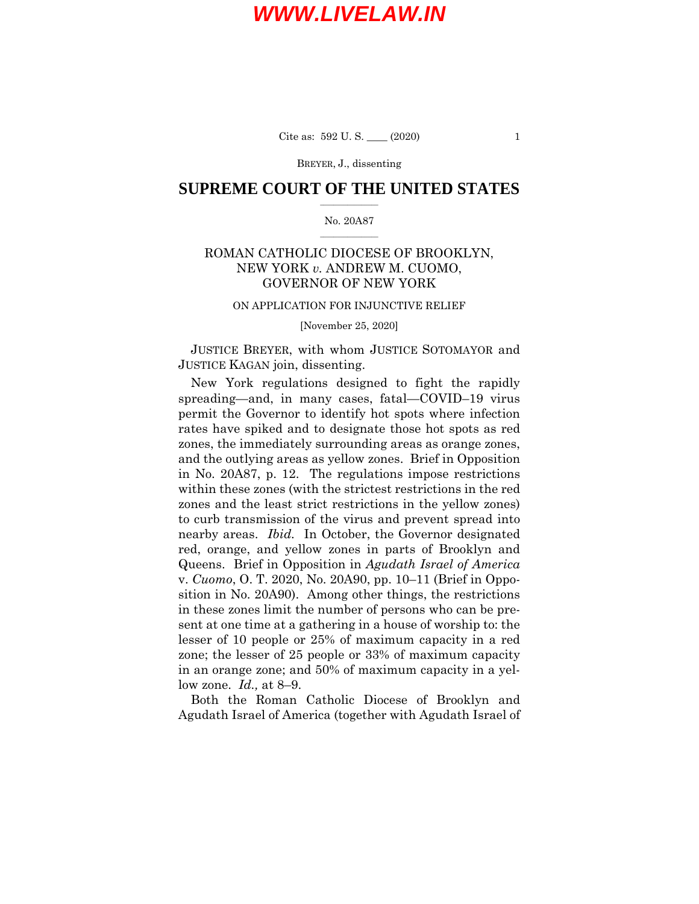BREYER, J., dissenting

# SUPREME COURT OF THE UNITED STATES

No. 20A87

ROMAN CATHOLIC DIOCESE OF BROOKLYN, NEW YORK *v.* ANDREW M. CUOMO, GOVERNOR OF NEW YORK

ON APPLICATION FOR INJUNCTIVE RELIEF

[November 25, 2020]

JUSTICE BREYER, with whom JUSTICE SOTOMAYOR and JUSTICE KAGAN join, dissenting.

New York regulations designed to fight the rapidly spreading—and, in many cases, fatal—COVID–19 virus permit the Governor to identify hot spots where infection rates have spiked and to designate those hot spots as red zones, the immediately surrounding areas as orange zones, and the outlying areas as yellow zones. Brief in Opposition in No. 20A87, p. 12. The regulations impose restrictions within these zones (with the strictest restrictions in the red zones and the least strict restrictions in the yellow zones) to curb transmission of the virus and prevent spread into nearby areas. *Ibid.* In October, the Governor designated red, orange, and yellow zones in parts of Brooklyn and Queens. Brief in Opposition in *Agudath Israel of America* v. *Cuomo*, O. T. 2020, No. 20A90, pp. 10–11 (Brief in Opposition in No. 20A90). Among other things, the restrictions in these zones limit the number of persons who can be present at one time at a gathering in a house of worship to: the lesser of 10 people or 25% of maximum capacity in a red zone; the lesser of 25 people or 33% of maximum capacity in an orange zone; and 50% of maximum capacity in a yellow zone. *Id.,* at 8–9.

Both the Roman Catholic Diocese of Brooklyn and Agudath Israel of America (together with Agudath Israel of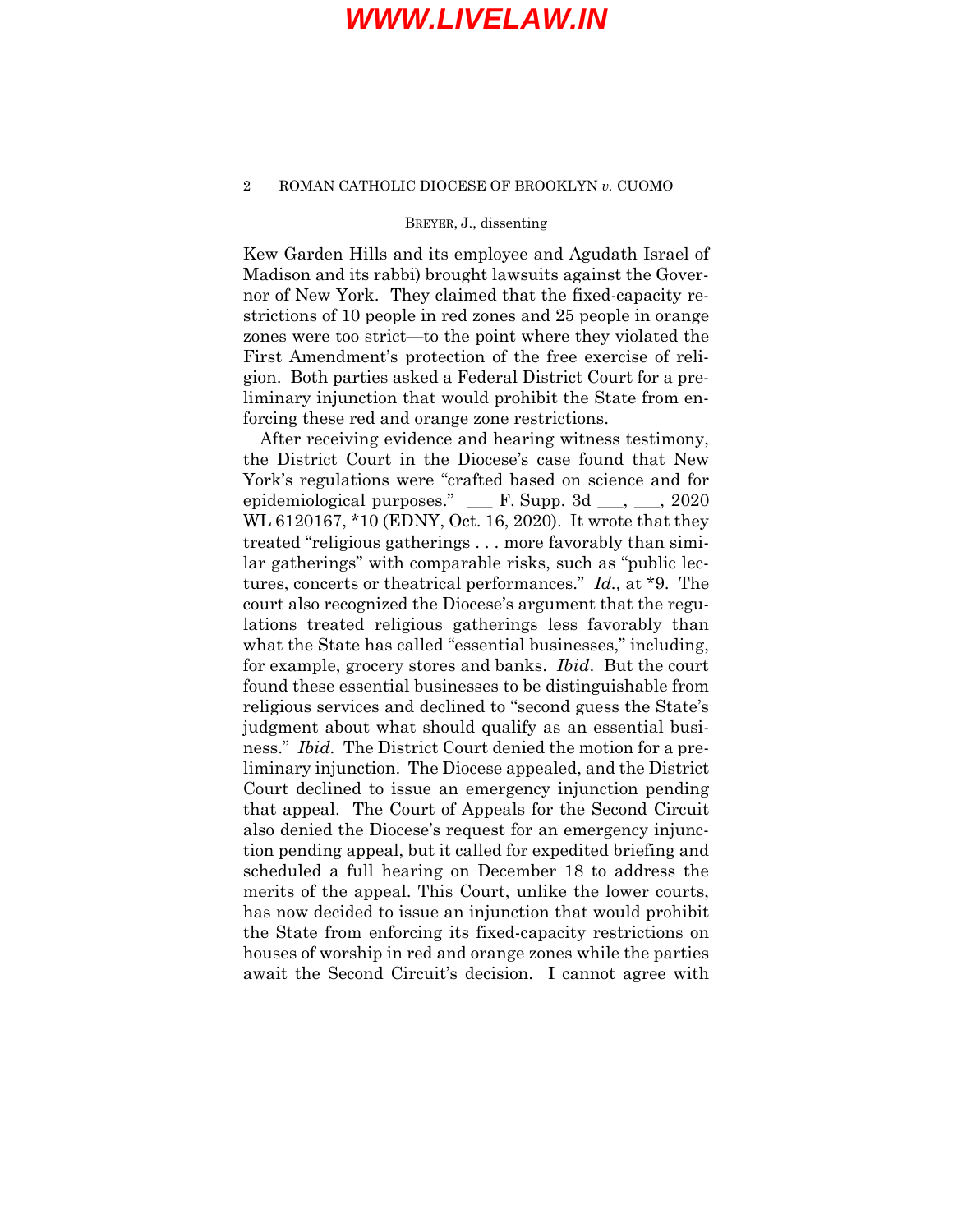Kew Garden Hills and its employee and Agudath Israel of Madison and its rabbi) brought lawsuits against the Governor of New York. They claimed that the fixed-capacity restrictions of 10 people in red zones and 25 people in orange zones were too strict—to the point where they violated the First Amendment's protection of the free exercise of religion. Both parties asked a Federal District Court for a preliminary injunction that would prohibit the State from enforcing these red and orange zone restrictions.

After receiving evidence and hearing witness testimony, the District Court in the Diocese's case found that New York's regulations were "crafted based on science and for epidemiological purposes." ___ F. Supp. 3d ___, ___, 2020 WL 6120167, *10 (EDNY, Oct. 16, 2020). It wrote that they treated "religious gatherings . . . more favorably than similar gatherings" with comparable risks, such as "public lectures, concerts or theatrical performances." *Id.,* at *9. The court also recognized the Diocese's argument that the regulations treated religious gatherings less favorably than what the State has called "essential businesses," including, for example, grocery stores and banks. *Ibid.* But the court found these essential businesses to be distinguishable from religious services and declined to "second guess the State's judgment about what should qualify as an essential business." *Ibid.* The District Court denied the motion for a preliminary injunction. The Diocese appealed, and the District Court declined to issue an emergency injunction pending that appeal. The Court of Appeals for the Second Circuit also denied the Diocese's request for an emergency injunction pending appeal, but it called for expedited briefing and scheduled a full hearing on December 18 to address the merits of the appeal. This Court, unlike the lower courts, has now decided to issue an injunction that would prohibit the State from enforcing its fixed-capacity restrictions on houses of worship in red and orange zones while the parties await the Second Circuit's decision. I cannot agree with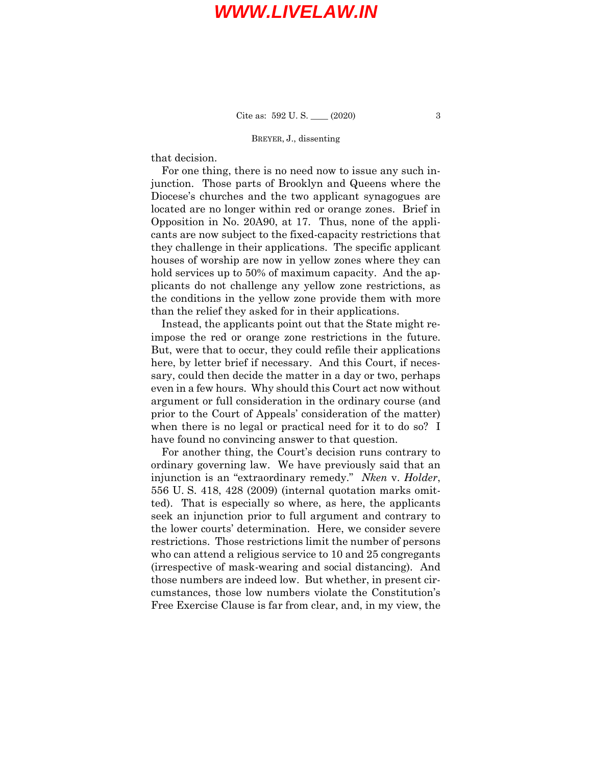that decision.

For one thing, there is no need now to issue any such injunction. Those parts of Brooklyn and Queens where the Diocese's churches and the two applicant synagogues are located are no longer within red or orange zones. Brief in Opposition in No. 20A90, at 17. Thus, none of the applicants are now subject to the fixed-capacity restrictions that they challenge in their applications. The specific applicant houses of worship are now in yellow zones where they can hold services up to 50% of maximum capacity. And the applicants do not challenge any yellow zone restrictions, as the conditions in the yellow zone provide them with more than the relief they asked for in their applications.

Instead, the applicants point out that the State might reimpose the red or orange zone restrictions in the future. But, were that to occur, they could refile their applications here, by letter brief if necessary. And this Court, if necessary, could then decide the matter in a day or two, perhaps even in a few hours. Why should this Court act now without argument or full consideration in the ordinary course (and prior to the Court of Appeals' consideration of the matter) when there is no legal or practical need for it to do so? I have found no convincing answer to that question.

For another thing, the Court's decision runs contrary to ordinary governing law. We have previously said that an injunction is an "extraordinary remedy." *Nken* v. *Holder*, 556 U. S. 418, 428 (2009) (internal quotation marks omitted). That is especially so where, as here, the applicants seek an injunction prior to full argument and contrary to the lower courts' determination. Here, we consider severe restrictions. Those restrictions limit the number of persons who can attend a religious service to 10 and 25 congregants (irrespective of mask-wearing and social distancing). And those numbers are indeed low. But whether, in present circumstances, those low numbers violate the Constitution's Free Exercise Clause is far from clear, and, in my view, the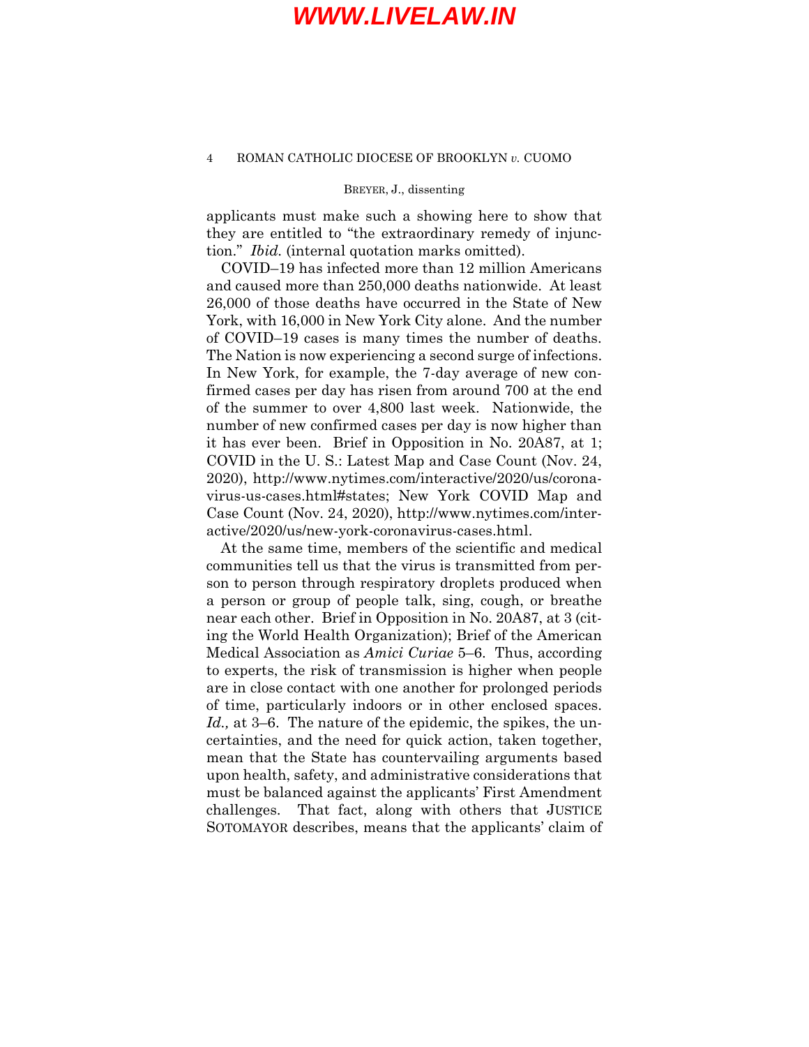applicants must make such a showing here to show that they are entitled to "the extraordinary remedy of injunction." *Ibid.* (internal quotation marks omitted).

COVID–19 has infected more than 12 million Americans and caused more than 250,000 deaths nationwide. At least 26,000 of those deaths have occurred in the State of New York, with 16,000 in New York City alone. And the number of COVID–19 cases is many times the number of deaths. The Nation is now experiencing a second surge of infections. In New York, for example, the 7-day average of new confirmed cases per day has risen from around 700 at the end of the summer to over 4,800 last week. Nationwide, the number of new confirmed cases per day is now higher than it has ever been. Brief in Opposition in No. 20A87, at 1; COVID in the U. S.: Latest Map and Case Count (Nov. 24, 2020), http://www.nytimes.com/interactive/2020/us/coronavirus-us-cases.html#states; New York COVID Map and Case Count (Nov. 24, 2020), http://www.nytimes.com/interactive/2020/us/new-york-coronavirus-cases.html.

At the same time, members of the scientific and medical communities tell us that the virus is transmitted from person to person through respiratory droplets produced when a person or group of people talk, sing, cough, or breathe near each other. Brief in Opposition in No. 20A87, at 3 (citing the World Health Organization); Brief of the American Medical Association as *Amici Curiae* 5–6. Thus, according to experts, the risk of transmission is higher when people are in close contact with one another for prolonged periods of time, particularly indoors or in other enclosed spaces. *Id.,* at 3–6. The nature of the epidemic, the spikes, the uncertainties, and the need for quick action, taken together, mean that the State has countervailing arguments based upon health, safety, and administrative considerations that must be balanced against the applicants' First Amendment challenges. That fact, along with others that JUSTICE SOTOMAYOR describes, means that the applicants' claim of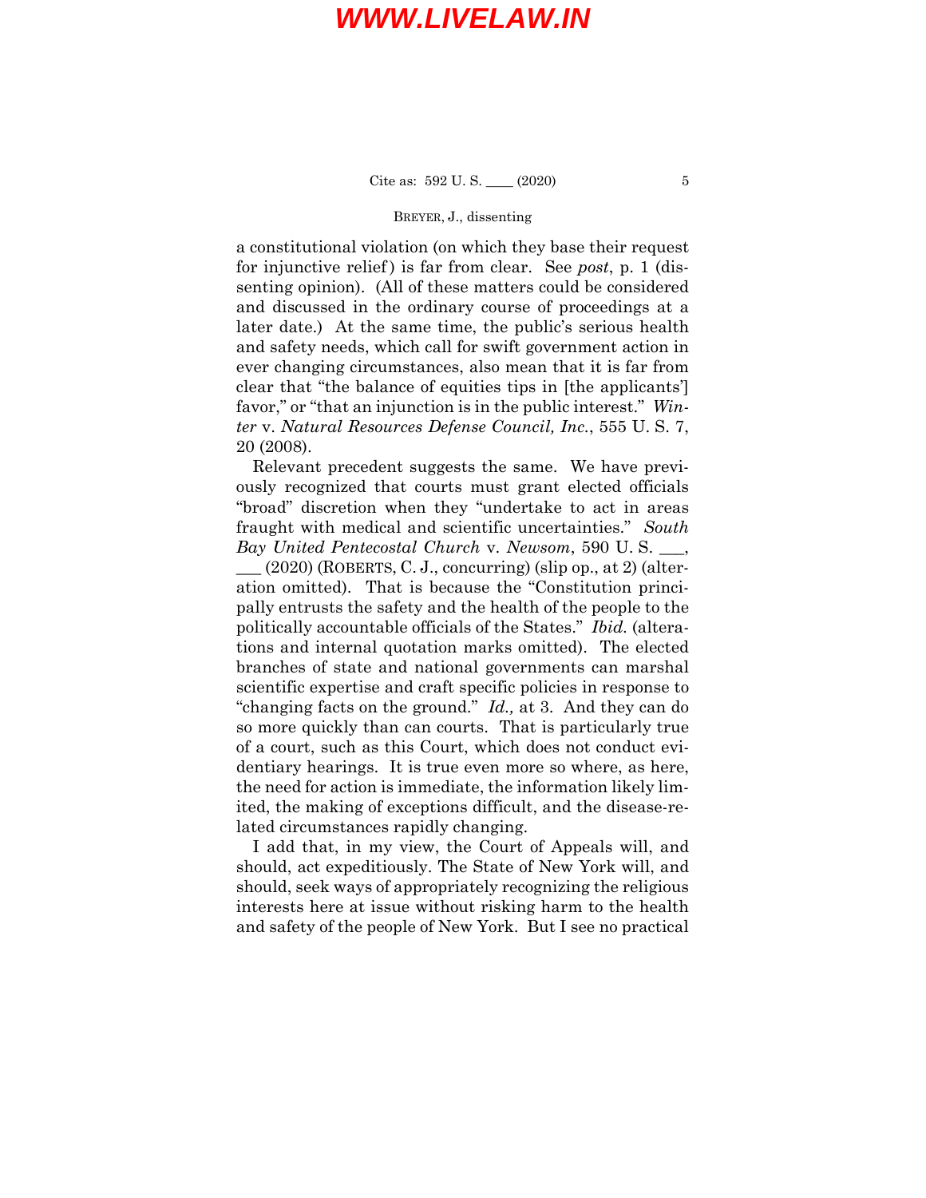a constitutional violation (on which they base their request for injunctive relief) is far from clear. See *post*, p. 1 (dissenting opinion). (All of these matters could be considered and discussed in the ordinary course of proceedings at a later date.) At the same time, the public's serious health and safety needs, which call for swift government action in ever changing circumstances, also mean that it is far from clear that "the balance of equities tips in [the applicants'] favor," or "that an injunction is in the public interest." *Winter* v. *Natural Resources Defense Council, Inc.*, 555 U. S. 7, 20 (2008).

Relevant precedent suggests the same. We have previously recognized that courts must grant elected officials "broad" discretion when they "undertake to act in areas fraught with medical and scientific uncertainties." *South Bay United Pentecostal Church* v. *Newsom*, 590 U. S. ___, ___ (2020) (ROBERTS, C. J., concurring) (slip op., at 2) (alteration omitted). That is because the "Constitution principally entrusts the safety and the health of the people to the politically accountable officials of the States." *Ibid.* (alterations and internal quotation marks omitted). The elected branches of state and national governments can marshal scientific expertise and craft specific policies in response to "changing facts on the ground." *Id.,* at 3. And they can do so more quickly than can courts. That is particularly true of a court, such as this Court, which does not conduct evidentiary hearings. It is true even more so where, as here, the need for action is immediate, the information likely limited, the making of exceptions difficult, and the disease-related circumstances rapidly changing.

I add that, in my view, the Court of Appeals will, and should, act expeditiously. The State of New York will, and should, seek ways of appropriately recognizing the religious interests here at issue without risking harm to the health and safety of the people of New York. But I see no practical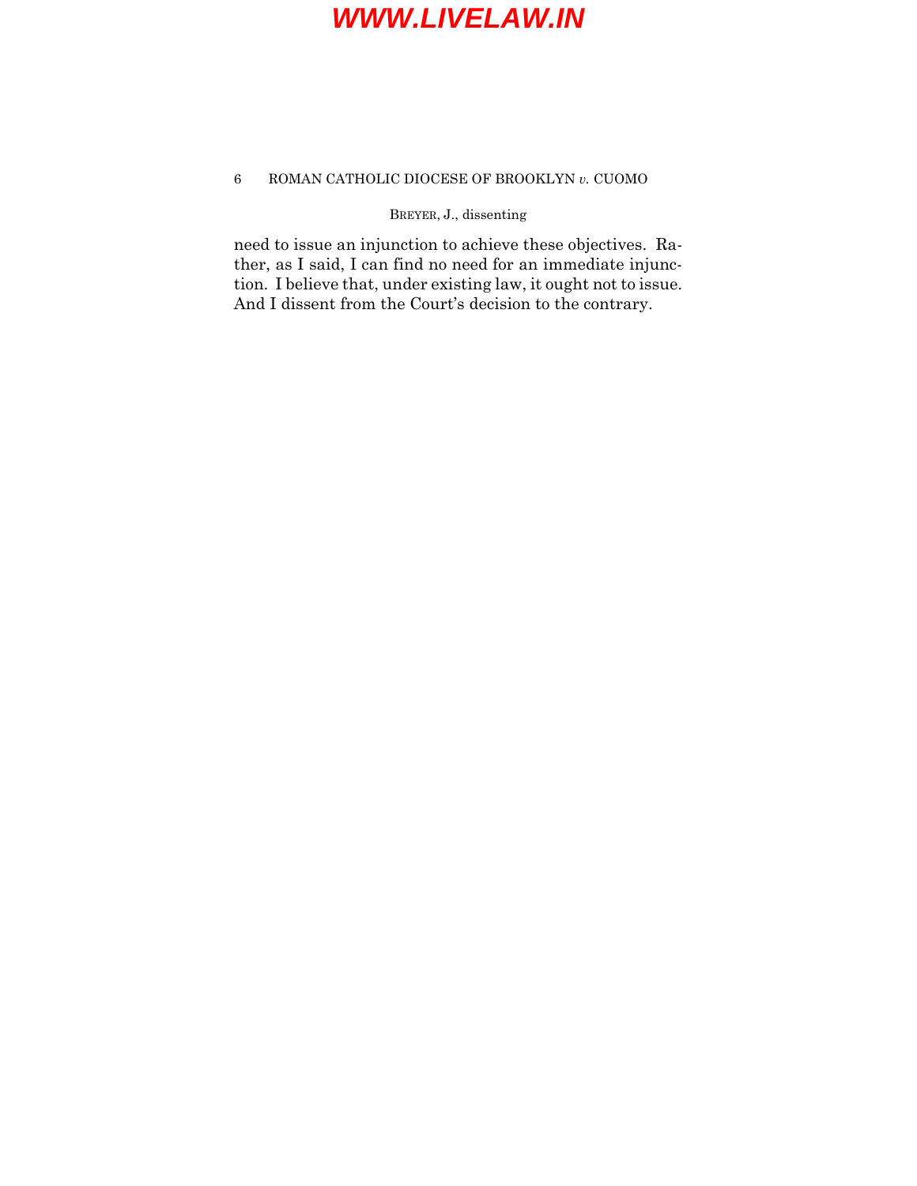need to issue an injunction to achieve these objectives. Rather, as I said, I can find no need for an immediate injunction. I believe that, under existing law, it ought not to issue. And I dissent from the Court's decision to the contrary.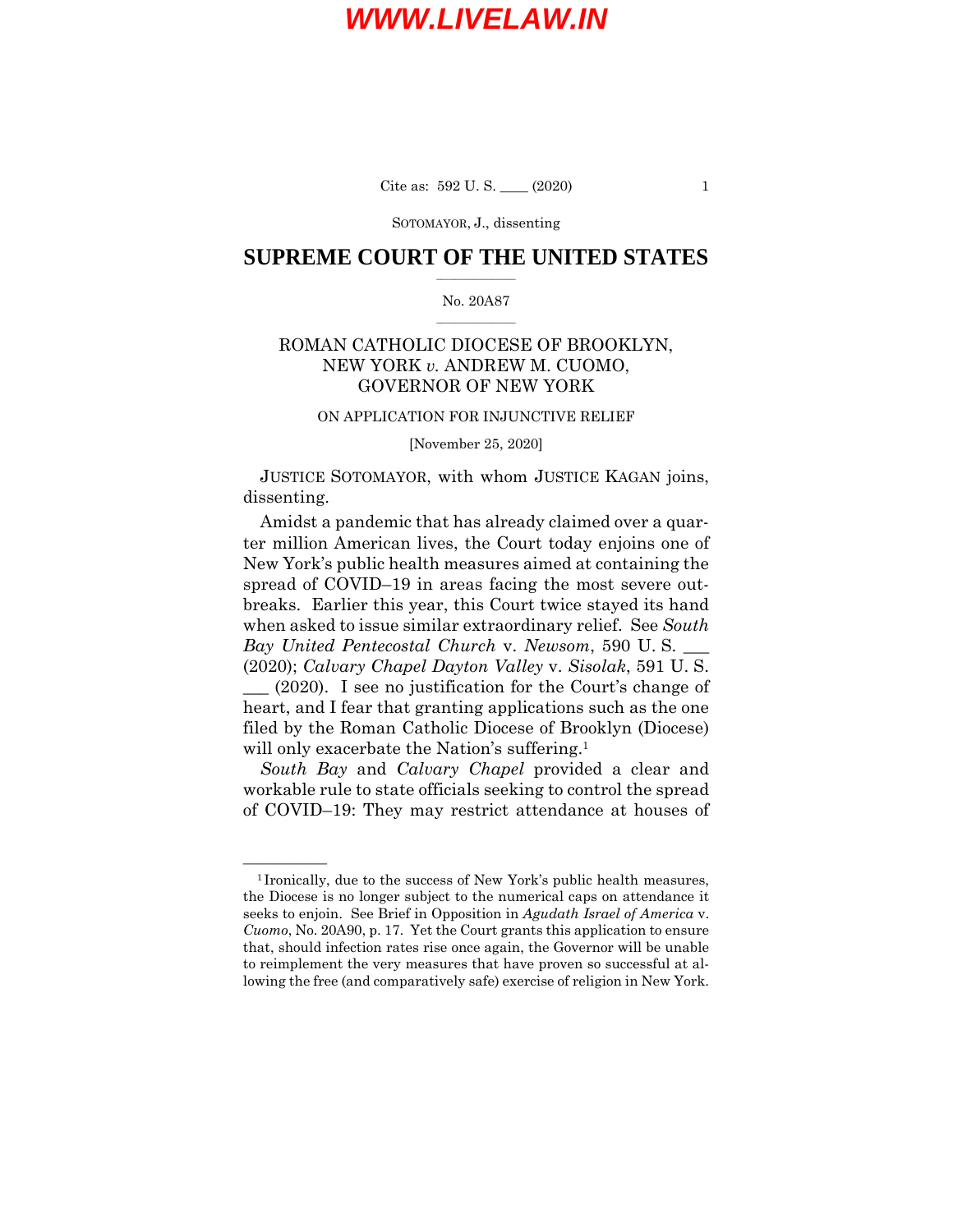SOTOMAYOR, J., dissenting

# SUPREME COURT OF THE UNITED STATES

No. 20A87

ROMAN CATHOLIC DIOCESE OF BROOKLYN, NEW YORK *v.* ANDREW M. CUOMO, GOVERNOR OF NEW YORK

ON APPLICATION FOR INJUNCTIVE RELIEF

[November 25, 2020]

JUSTICE SOTOMAYOR, with whom JUSTICE KAGAN joins, dissenting.

Amidst a pandemic that has already claimed over a quarter million American lives, the Court today enjoins one of New York's public health measures aimed at containing the spread of COVID–19 in areas facing the most severe outbreaks. Earlier this year, this Court twice stayed its hand when asked to issue similar extraordinary relief. See *South Bay United Pentecostal Church* v. *Newsom*, 590 U. S. ___ (2020); *Calvary Chapel Dayton Valley* v. *Sisolak*, 591 U. S. ___ (2020). I see no justification for the Court's change of heart, and I fear that granting applications such as the one filed by the Roman Catholic Diocese of Brooklyn (Diocese) will only exacerbate the Nation's suffering.[1]

*South Bay* and *Calvary Chapel* provided a clear and workable rule to state officials seeking to control the spread of COVID–19: They may restrict attendance at houses of

---

[1] Ironically, due to the success of New York's public health measures, the Diocese is no longer subject to the numerical caps on attendance it seeks to enjoin. See Brief in Opposition in *Agudath Israel of America* v. *Cuomo*, No. 20A90, p. 17. Yet the Court grants this application to ensure that, should infection rates rise once again, the Governor will be unable to reimplement the very measures that have proven so successful at allowing the free (and comparatively safe) exercise of religion in New York.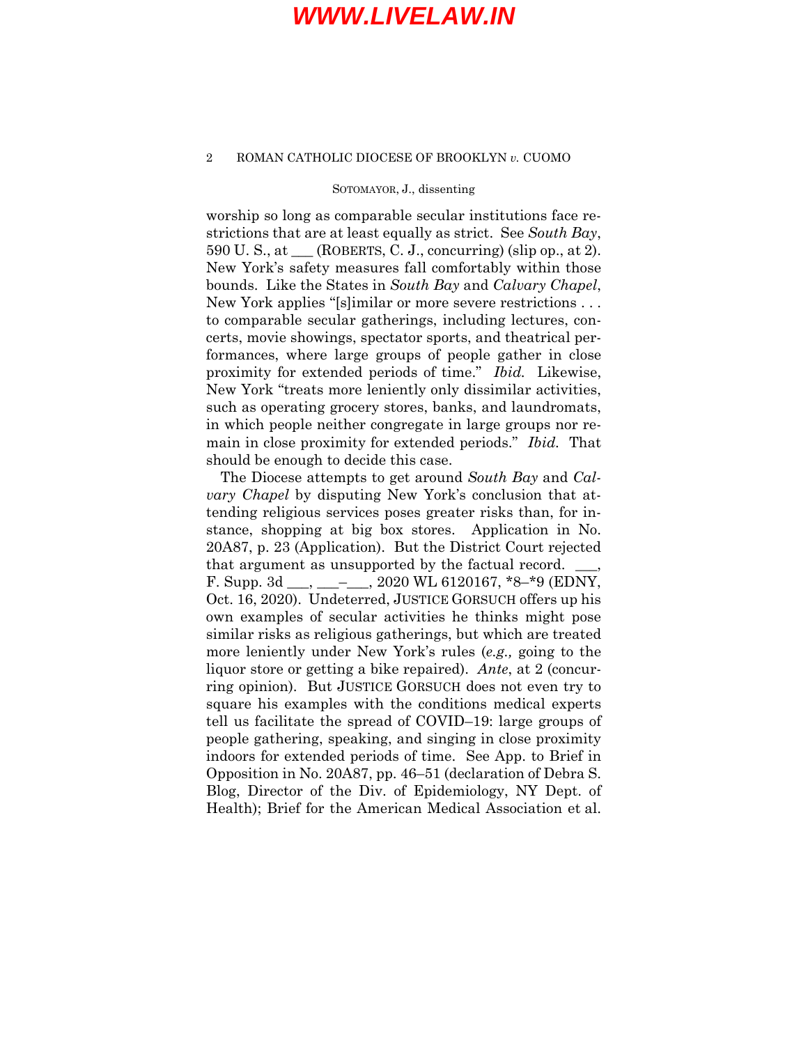worship so long as comparable secular institutions face restrictions that are at least equally as strict. See *South Bay*, 590 U. S., at ___ (ROBERTS, C. J., concurring) (slip op., at 2). New York's safety measures fall comfortably within those bounds. Like the States in *South Bay* and *Calvary Chapel*, New York applies "[s]imilar or more severe restrictions . . . to comparable secular gatherings, including lectures, concerts, movie showings, spectator sports, and theatrical performances, where large groups of people gather in close proximity for extended periods of time." *Ibid.* Likewise, New York "treats more leniently only dissimilar activities, such as operating grocery stores, banks, and laundromats, in which people neither congregate in large groups nor remain in close proximity for extended periods." *Ibid.* That should be enough to decide this case.

The Diocese attempts to get around *South Bay* and *Calvary Chapel* by disputing New York's conclusion that attending religious services poses greater risks than, for instance, shopping at big box stores. Application in No. 20A87, p. 23 (Application). But the District Court rejected that argument as unsupported by the factual record. ___ F. Supp. 3d ___, ___–___, 2020 WL 6120167, *8–*9 (EDNY, Oct. 16, 2020). Undeterred, JUSTICE GORSUCH offers up his own examples of secular activities he thinks might pose similar risks as religious gatherings, but which are treated more leniently under New York's rules (*e.g.,* going to the liquor store or getting a bike repaired). *Ante*, at 2 (concurring opinion). But JUSTICE GORSUCH does not even try to square his examples with the conditions medical experts tell us facilitate the spread of COVID–19: large groups of people gathering, speaking, and singing in close proximity indoors for extended periods of time. See App. to Brief in Opposition in No. 20A87, pp. 46–51 (declaration of Debra S. Blog, Director of the Div. of Epidemiology, NY Dept. of Health); Brief for the American Medical Association et al.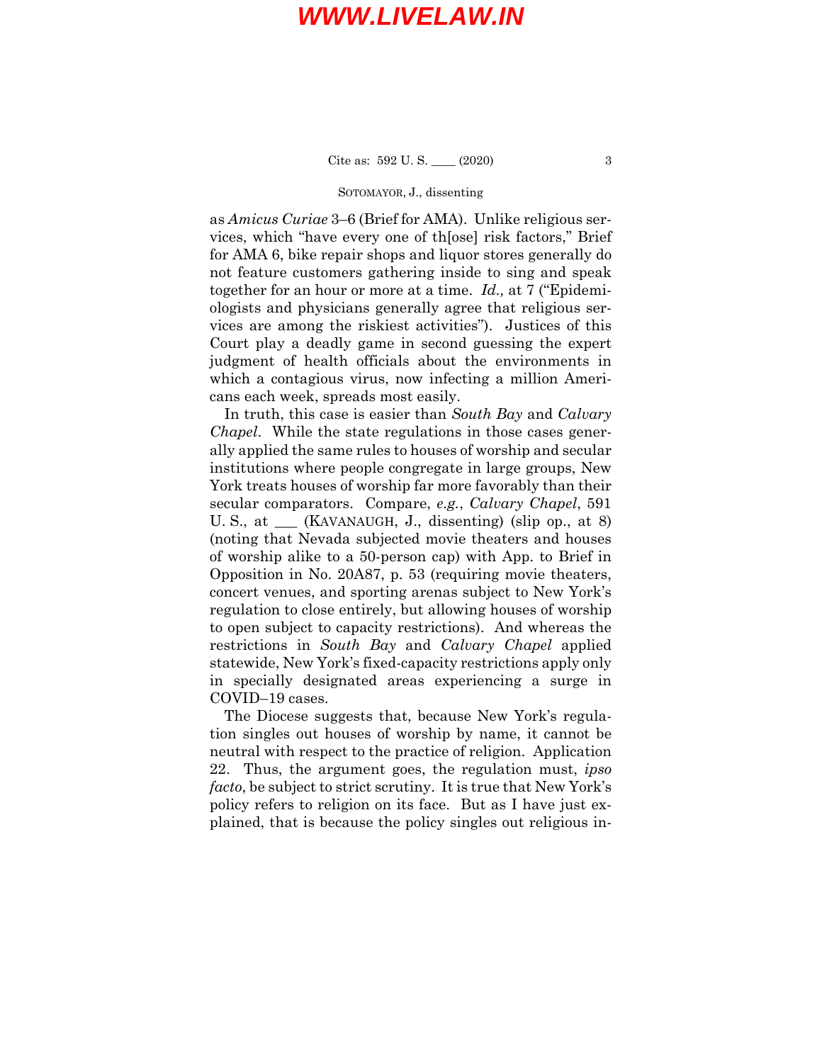as *Amicus Curiae* 3–6 (Brief for AMA). Unlike religious services, which "have every one of th[ose] risk factors," Brief for AMA 6, bike repair shops and liquor stores generally do not feature customers gathering inside to sing and speak together for an hour or more at a time. *Id.,* at 7 ("Epidemiologists and physicians generally agree that religious services are among the riskiest activities"). Justices of this Court play a deadly game in second guessing the expert judgment of health officials about the environments in which a contagious virus, now infecting a million Americans each week, spreads most easily.

In truth, this case is easier than *South Bay* and *Calvary Chapel*. While the state regulations in those cases generally applied the same rules to houses of worship and secular institutions where people congregate in large groups, New York treats houses of worship far more favorably than their secular comparators. Compare, *e.g.*, *Calvary Chapel*, 591 U. S., at ___ (KAVANAUGH, J., dissenting) (slip op., at 8) (noting that Nevada subjected movie theaters and houses of worship alike to a 50-person cap) with App. to Brief in Opposition in No. 20A87, p. 53 (requiring movie theaters, concert venues, and sporting arenas subject to New York's regulation to close entirely, but allowing houses of worship to open subject to capacity restrictions). And whereas the restrictions in *South Bay* and *Calvary Chapel* applied statewide, New York's fixed-capacity restrictions apply only in specially designated areas experiencing a surge in COVID–19 cases.

The Diocese suggests that, because New York's regulation singles out houses of worship by name, it cannot be neutral with respect to the practice of religion. Application 22. Thus, the argument goes, the regulation must, *ipso facto*, be subject to strict scrutiny. It is true that New York's policy refers to religion on its face. But as I have just explained, that is because the policy singles out religious in-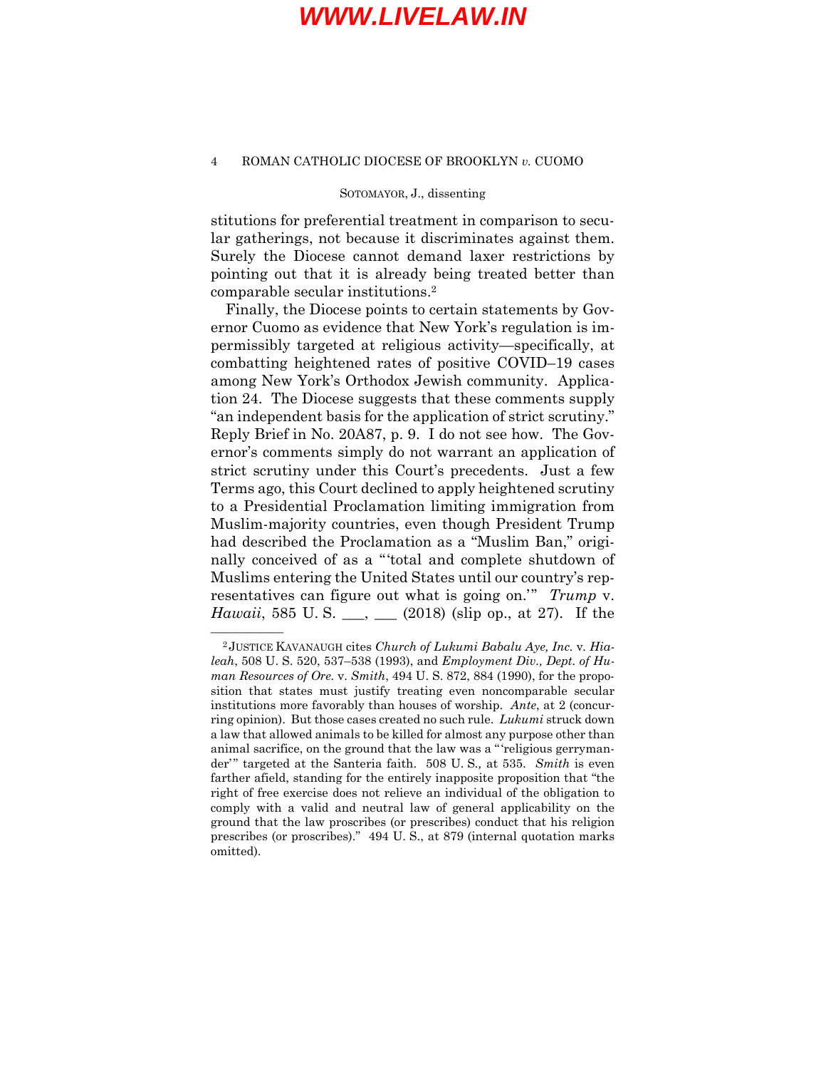stitutions for preferential treatment in comparison to secular gatherings, not because it discriminates against them. Surely the Diocese cannot demand laxer restrictions by pointing out that it is already being treated better than comparable secular institutions.[2]

Finally, the Diocese points to certain statements by Governor Cuomo as evidence that New York's regulation is impermissibly targeted at religious activity—specifically, at combatting heightened rates of positive COVID–19 cases among New York's Orthodox Jewish community. Application 24. The Diocese suggests that these comments supply "an independent basis for the application of strict scrutiny." Reply Brief in No. 20A87, p. 9. I do not see how. The Governor's comments simply do not warrant an application of strict scrutiny under this Court's precedents. Just a few Terms ago, this Court declined to apply heightened scrutiny to a Presidential Proclamation limiting immigration from Muslim-majority countries, even though President Trump had described the Proclamation as a "Muslim Ban," originally conceived of as a "'total and complete shutdown of Muslims entering the United States until our country's representatives can figure out what is going on.'" *Trump* v. *Hawaii*, 585 U. S. ___, ___ (2018) (slip op., at 27). If the

---

[2] JUSTICE KAVANAUGH cites *Church of Lukumi Babalu Aye, Inc.* v. *Hialeah*, 508 U. S. 520, 537–538 (1993), and *Employment Div., Dept. of Human Resources of Ore.* v. *Smith*, 494 U. S. 872, 884 (1990), for the proposition that states must justify treating even noncomparable secular institutions more favorably than houses of worship. *Ante*, at 2 (concurring opinion). But those cases created no such rule. *Lukumi* struck down a law that allowed animals to be killed for almost any purpose other than animal sacrifice, on the ground that the law was a "'religious gerrymander'" targeted at the Santeria faith. 508 U. S., at 535. *Smith* is even farther afield, standing for the entirely inapposite proposition that "the right of free exercise does not relieve an individual of the obligation to comply with a valid and neutral law of general applicability on the ground that the law proscribes (or prescribes) conduct that his religion prescribes (or proscribes)." 494 U. S., at 879 (internal quotation marks omitted).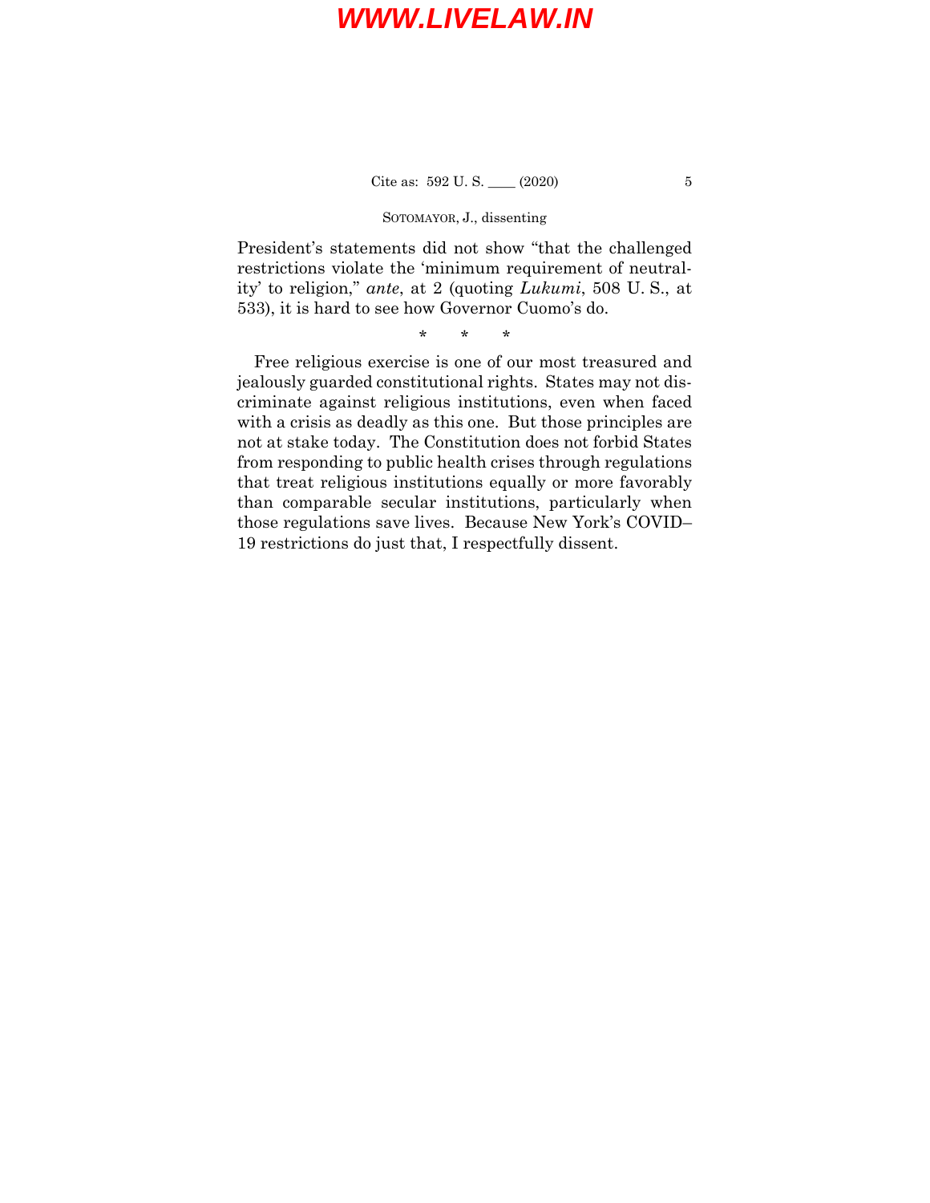President's statements did not show "that the challenged restrictions violate the 'minimum requirement of neutrality' to religion," *ante*, at 2 (quoting *Lukumi*, 508 U. S., at 533), it is hard to see how Governor Cuomo's do.

\* \* \*

Free religious exercise is one of our most treasured and jealously guarded constitutional rights. States may not discriminate against religious institutions, even when faced with a crisis as deadly as this one. But those principles are not at stake today. The Constitution does not forbid States from responding to public health crises through regulations that treat religious institutions equally or more favorably than comparable secular institutions, particularly when those regulations save lives. Because New York's COVID–19 restrictions do just that, I respectfully dissent.